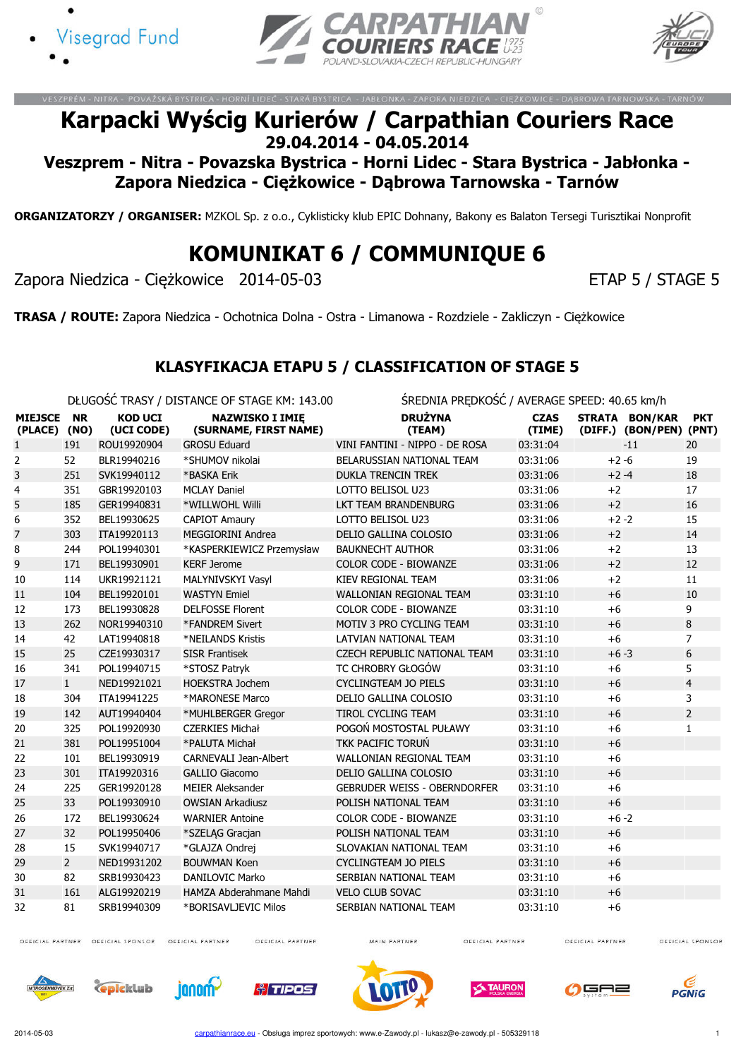VESZPRÉM - NITRA - POVAŽSKÁ BYSTRICA - HORNÍ LIDEČ - STARÁ BYSTRICA - JABŁONKA - ZAPORA NIEDZICA - CIĘŻKOWICE - DĄBROWA TARNOWSKA - TARNÓW

# Karpacki Wyścig Kurierów / Carpathian Couriers Race

## 29.04.2014 - 04.05.2014

## Veszprem - Nitra - Povazska Bystrica - Horni Lidec - Stara Bystrica - Jabłonka - Zapora Niedzica - Ciężkowice - Dąbrowa Tarnowska - Tarnów

**ORGANIZATORZY / ORGANISER:** MZKOL Sp. z o.o., Cyklisticky klub EPIC Dohnany, Bakony es Balaton Tersegi Turisztikai Nonprofit

# KOMUNIKAT 6 / COMMUNIQUE 6

Zapora Niedzica - Ciężkowice 2014-05-03 ETAP 5 / STAGE 5

**TRASA / ROUTE:** Zapora Niedzica - Ochotnica Dolna - Ostra - Limanowa - Rozdziele - Zakliczyn - Ciężkowice

## KLASYFIKACJA ETAPU 5 / CLASSIFICATION OF STAGE 5

DŁUGOŚĆ TRASY / DISTANCE OF STAGE KM: 143.00 ŚREDNIA PRĘDKOŚĆ / AVERAGE SPEED: 40.65 km/h

| MIEJSCE (PLACE) | NR (NO) | KOD UCI (UCI CODE) | NAZWISKO I IMIĘ (SURNAME, FIRST NAME) | DRUŻYNA (TEAM) | CZAS (TIME) | STRATA (DIFF.) | BON/KAR (BON/PEN) | PKT (PNT) |
|---|---|---|---|---|---|---|---|---|
| 1 | 191 | ROU19920904 | GROSU Eduard | VINI FANTINI - NIPPO - DE ROSA | 03:31:04 | | -11 | 20 |
| 2 | 52 | BLR19940216 | *SHUMOV nikolai | BELARUSSIAN NATIONAL TEAM | 03:31:06 | +2 | -6 | 19 |
| 3 | 251 | SVK19940112 | *BASKA Erik | DUKLA TRENCIN TREK | 03:31:06 | +2 | -4 | 18 |
| 4 | 351 | GBR19920103 | MCLAY Daniel | LOTTO BELISOL U23 | 03:31:06 | +2 | | 17 |
| 5 | 185 | GER19940831 | *WILLWOHL Willi | LKT TEAM BRANDENBURG | 03:31:06 | +2 | | 16 |
| 6 | 352 | BEL19930625 | CAPIOT Amaury | LOTTO BELISOL U23 | 03:31:06 | +2 | -2 | 15 |
| 7 | 303 | ITA19920113 | MEGGIORINI Andrea | DELIO GALLINA COLOSIO | 03:31:06 | +2 | | 14 |
| 8 | 244 | POL19940301 | *KASPERKIEWICZ Przemysław | BAUKNECHT AUTHOR | 03:31:06 | +2 | | 13 |
| 9 | 171 | BEL19930901 | KERF Jerome | COLOR CODE - BIOWANZE | 03:31:06 | +2 | | 12 |
| 10 | 114 | UKR19921121 | MALYNIVSKYI Vasyl | KIEV REGIONAL TEAM | 03:31:06 | +2 | | 11 |
| 11 | 104 | BEL19920101 | WASTYN Emiel | WALLONIAN REGIONAL TEAM | 03:31:10 | +6 | | 10 |
| 12 | 173 | BEL19930828 | DELFOSSE Florent | COLOR CODE - BIOWANZE | 03:31:10 | +6 | | 9 |
| 13 | 262 | NOR19940310 | *FANDREM Sivert | MOTIV 3 PRO CYCLING TEAM | 03:31:10 | +6 | | 8 |
| 14 | 42 | LAT19940818 | *NEILANDS Kristis | LATVIAN NATIONAL TEAM | 03:31:10 | +6 | | 7 |
| 15 | 25 | CZE19930317 | SISR Frantisek | CZECH REPUBLIC NATIONAL TEAM | 03:31:10 | +6 | -3 | 6 |
| 16 | 341 | POL19940715 | *STOSZ Patryk | TC CHROBRY GŁOGÓW | 03:31:10 | +6 | | 5 |
| 17 | 1 | NED19921021 | HOEKSTRA Jochem | CYCLINGTEAM JO PIELS | 03:31:10 | +6 | | 4 |
| 18 | 304 | ITA19941225 | *MARONESE Marco | DELIO GALLINA COLOSIO | 03:31:10 | +6 | | 3 |
| 19 | 142 | AUT19940404 | *MUHLBERGER Gregor | TIROL CYCLING TEAM | 03:31:10 | +6 | | 2 |
| 20 | 325 | POL19920930 | CZERKIES Michał | POGOŃ MOSTOSTAL PUŁAWY | 03:31:10 | +6 | | 1 |
| 21 | 381 | POL19951004 | *PALUTA Michał | TKK PACIFIC TORUŃ | 03:31:10 | +6 | | |
| 22 | 101 | BEL19930919 | CARNEVALI Jean-Albert | WALLONIAN REGIONAL TEAM | 03:31:10 | +6 | | |
| 23 | 301 | ITA19920316 | GALLIO Giacomo | DELIO GALLINA COLOSIO | 03:31:10 | +6 | | |
| 24 | 225 | GER19920128 | MEIER Aleksander | GEBRUDER WEISS - OBERNDORFER | 03:31:10 | +6 | | |
| 25 | 33 | POL19930910 | OWSIAN Arkadiusz | POLISH NATIONAL TEAM | 03:31:10 | +6 | | |
| 26 | 172 | BEL19930624 | WARNIER Antoine | COLOR CODE - BIOWANZE | 03:31:10 | +6 | -2 | |
| 27 | 32 | POL19950406 | *SZELĄG Gracjan | POLISH NATIONAL TEAM | 03:31:10 | +6 | | |
| 28 | 15 | SVK19940717 | *GLAJZA Ondrej | SLOVAKIAN NATIONAL TEAM | 03:31:10 | +6 | | |
| 29 | 2 | NED19931202 | BOUWMAN Koen | CYCLINGTEAM JO PIELS | 03:31:10 | +6 | | |
| 30 | 82 | SRB19930423 | DANILOVIC Marko | SERBIAN NATIONAL TEAM | 03:31:10 | +6 | | |
| 31 | 161 | ALG19920219 | HAMZA Abderahmane Mahdi | VELO CLUB SOVAC | 03:31:10 | +6 | | |
| 32 | 81 | SRB19940309 | *BORISAVLJEVIC Milos | SERBIAN NATIONAL TEAM | 03:31:10 | +6 | | |

OFFICIAL PARTNER OFFICIAL SPONSOR OFFICIAL PARTNER OFFICIAL PARTNER MAIN PARTNER OFFICIAL PARTNER OFFICIAL PARTNER OFFICIAL SPONSOR

2014-05-03 carpathianrace.eu - Obsługa imprez sportowych: www.e-Zawody.pl - lukasz@e-zawody.pl - 505329118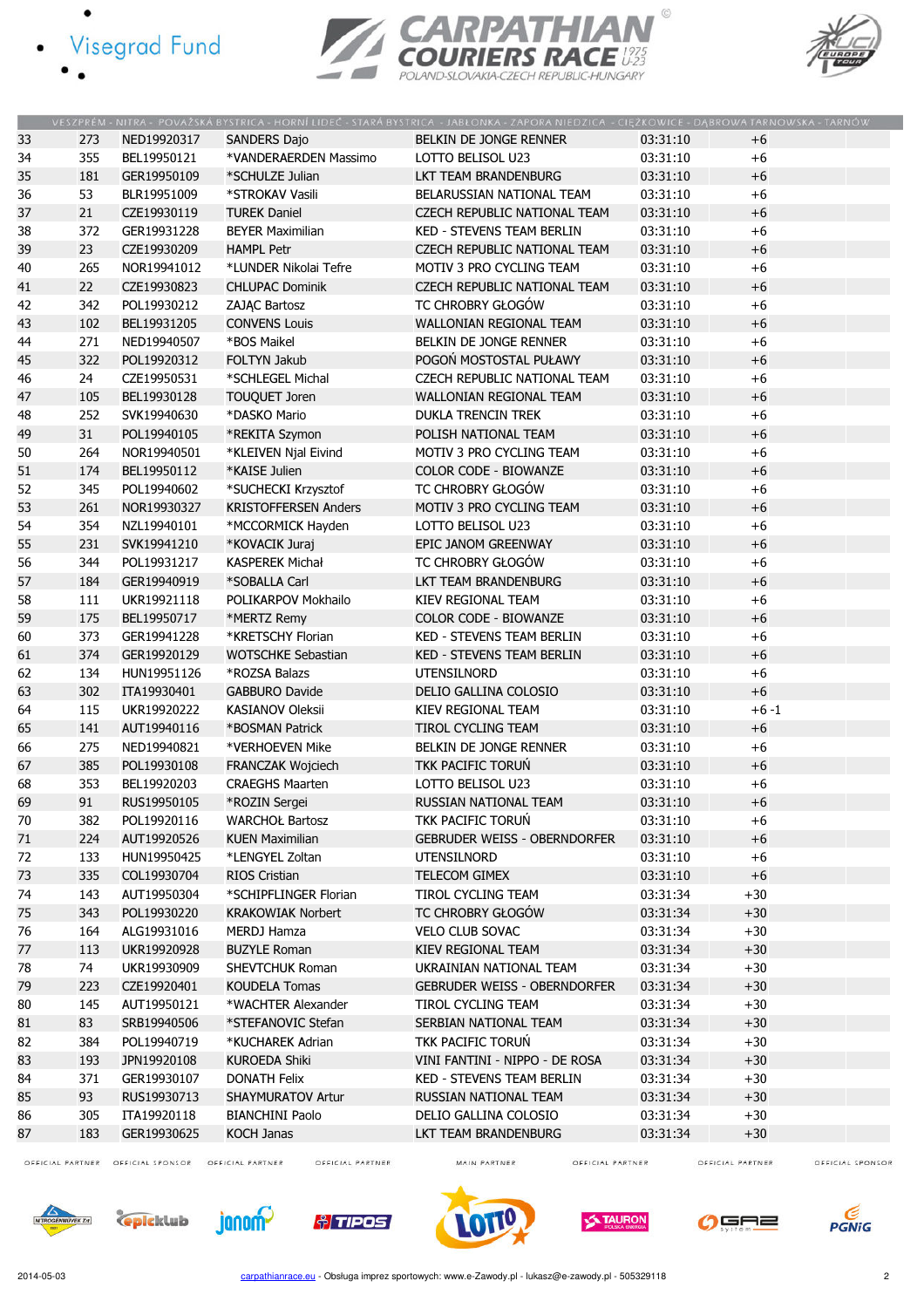| | | | | | | |
|---|---|---|---|---|---|---|
| 33 | 273 | NED19920317 | SANDERS Dajo | BELKIN DE JONGE RENNER | 03:31:10 | +6 |
| 34 | 355 | BEL19950121 | *VANDERAERDEN Massimo | LOTTO BELISOL U23 | 03:31:10 | +6 |
| 35 | 181 | GER19950109 | *SCHULZE Julian | LKT TEAM BRANDENBURG | 03:31:10 | +6 |
| 36 | 53 | BLR19951009 | *STROKAV Vasili | BELARUSSIAN NATIONAL TEAM | 03:31:10 | +6 |
| 37 | 21 | CZE19930119 | TUREK Daniel | CZECH REPUBLIC NATIONAL TEAM | 03:31:10 | +6 |
| 38 | 372 | GER19931228 | BEYER Maximilian | KED - STEVENS TEAM BERLIN | 03:31:10 | +6 |
| 39 | 23 | CZE19930209 | HAMPL Petr | CZECH REPUBLIC NATIONAL TEAM | 03:31:10 | +6 |
| 40 | 265 | NOR19941012 | *LUNDER Nikolai Tefre | MOTIV 3 PRO CYCLING TEAM | 03:31:10 | +6 |
| 41 | 22 | CZE19930823 | CHLUPAC Dominik | CZECH REPUBLIC NATIONAL TEAM | 03:31:10 | +6 |
| 42 | 342 | POL19930212 | ZAJĄC Bartosz | TC CHROBRY GŁOGÓW | 03:31:10 | +6 |
| 43 | 102 | BEL19931205 | CONVENS Louis | WALLONIAN REGIONAL TEAM | 03:31:10 | +6 |
| 44 | 271 | NED19940507 | *BOS Maikel | BELKIN DE JONGE RENNER | 03:31:10 | +6 |
| 45 | 322 | POL19920312 | FOLTYN Jakub | POGOŃ MOSTOSTAL PUŁAWY | 03:31:10 | +6 |
| 46 | 24 | CZE19950531 | *SCHLEGEL Michal | CZECH REPUBLIC NATIONAL TEAM | 03:31:10 | +6 |
| 47 | 105 | BEL19930128 | TOUQUET Joren | WALLONIAN REGIONAL TEAM | 03:31:10 | +6 |
| 48 | 252 | SVK19940630 | *DASKO Mario | DUKLA TRENCIN TREK | 03:31:10 | +6 |
| 49 | 31 | POL19940105 | *REKITA Szymon | POLISH NATIONAL TEAM | 03:31:10 | +6 |
| 50 | 264 | NOR19940501 | *KLEIVEN Njal Eivind | MOTIV 3 PRO CYCLING TEAM | 03:31:10 | +6 |
| 51 | 174 | BEL19950112 | *KAISE Julien | COLOR CODE - BIOWANZE | 03:31:10 | +6 |
| 52 | 345 | POL19940602 | *SUCHECKI Krzysztof | TC CHROBRY GŁOGÓW | 03:31:10 | +6 |
| 53 | 261 | NOR19930327 | KRISTOFFERSEN Anders | MOTIV 3 PRO CYCLING TEAM | 03:31:10 | +6 |
| 54 | 354 | NZL19940101 | *MCCORMICK Hayden | LOTTO BELISOL U23 | 03:31:10 | +6 |
| 55 | 231 | SVK19941210 | *KOVACIK Juraj | EPIC JANOM GREENWAY | 03:31:10 | +6 |
| 56 | 344 | POL19931217 | KASPEREK Michał | TC CHROBRY GŁOGÓW | 03:31:10 | +6 |
| 57 | 184 | GER19940919 | *SOBALLA Carl | LKT TEAM BRANDENBURG | 03:31:10 | +6 |
| 58 | 111 | UKR19921118 | POLIKARPOV Mokhailo | KIEV REGIONAL TEAM | 03:31:10 | +6 |
| 59 | 175 | BEL19950717 | *MERTZ Remy | COLOR CODE - BIOWANZE | 03:31:10 | +6 |
| 60 | 373 | GER19941228 | *KRETSCHY Florian | KED - STEVENS TEAM BERLIN | 03:31:10 | +6 |
| 61 | 374 | GER19920129 | WOTSCHKE Sebastian | KED - STEVENS TEAM BERLIN | 03:31:10 | +6 |
| 62 | 134 | HUN19951126 | *ROZSA Balazs | UTENSILNORD | 03:31:10 | +6 |
| 63 | 302 | ITA19930401 | GABBURO Davide | DELIO GALLINA COLOSIO | 03:31:10 | +6 |
| 64 | 115 | UKR19920222 | KASIANOV Oleksii | KIEV REGIONAL TEAM | 03:31:10 | +6 -1 |
| 65 | 141 | AUT19940116 | *BOSMAN Patrick | TIROL CYCLING TEAM | 03:31:10 | +6 |
| 66 | 275 | NED19940821 | *VERHOEVEN Mike | BELKIN DE JONGE RENNER | 03:31:10 | +6 |
| 67 | 385 | POL19930108 | FRANCZAK Wojciech | TKK PACIFIC TORUŃ | 03:31:10 | +6 |
| 68 | 353 | BEL19920203 | CRAEGHS Maarten | LOTTO BELISOL U23 | 03:31:10 | +6 |
| 69 | 91 | RUS19950105 | *ROZIN Sergei | RUSSIAN NATIONAL TEAM | 03:31:10 | +6 |
| 70 | 382 | POL19920116 | WARCHOŁ Bartosz | TKK PACIFIC TORUŃ | 03:31:10 | +6 |
| 71 | 224 | AUT19920526 | KUEN Maximilian | GEBRUDER WEISS - OBERNDORFER | 03:31:10 | +6 |
| 72 | 133 | HUN19950425 | *LENGYEL Zoltan | UTENSILNORD | 03:31:10 | +6 |
| 73 | 335 | COL19930704 | RIOS Cristian | TELECOM GIMEX | 03:31:10 | +6 |
| 74 | 143 | AUT19950304 | *SCHIPFLINGER Florian | TIROL CYCLING TEAM | 03:31:34 | +30 |
| 75 | 343 | POL19930220 | KRAKOWIAK Norbert | TC CHROBRY GŁOGÓW | 03:31:34 | +30 |
| 76 | 164 | ALG19931016 | MERDJ Hamza | VELO CLUB SOVAC | 03:31:34 | +30 |
| 77 | 113 | UKR19920928 | BUZYLE Roman | KIEV REGIONAL TEAM | 03:31:34 | +30 |
| 78 | 74 | UKR19930909 | SHEVTCHUK Roman | UKRAINIAN NATIONAL TEAM | 03:31:34 | +30 |
| 79 | 223 | CZE19920401 | KOUDELA Tomas | GEBRUDER WEISS - OBERNDORFER | 03:31:34 | +30 |
| 80 | 145 | AUT19950121 | *WACHTER Alexander | TIROL CYCLING TEAM | 03:31:34 | +30 |
| 81 | 83 | SRB19940506 | *STEFANOVIC Stefan | SERBIAN NATIONAL TEAM | 03:31:34 | +30 |
| 82 | 384 | POL19940719 | *KUCHAREK Adrian | TKK PACIFIC TORUŃ | 03:31:34 | +30 |
| 83 | 193 | JPN19920108 | KUROEDA Shiki | VINI FANTINI - NIPPO - DE ROSA | 03:31:34 | +30 |
| 84 | 371 | GER19930107 | DONATH Felix | KED - STEVENS TEAM BERLIN | 03:31:34 | +30 |
| 85 | 93 | RUS19930713 | SHAYMURATOV Artur | RUSSIAN NATIONAL TEAM | 03:31:34 | +30 |
| 86 | 305 | ITA19920118 | BIANCHINI Paolo | DELIO GALLINA COLOSIO | 03:31:34 | +30 |
| 87 | 183 | GER19930625 | KOCH Janas | LKT TEAM BRANDENBURG | 03:31:34 | +30 |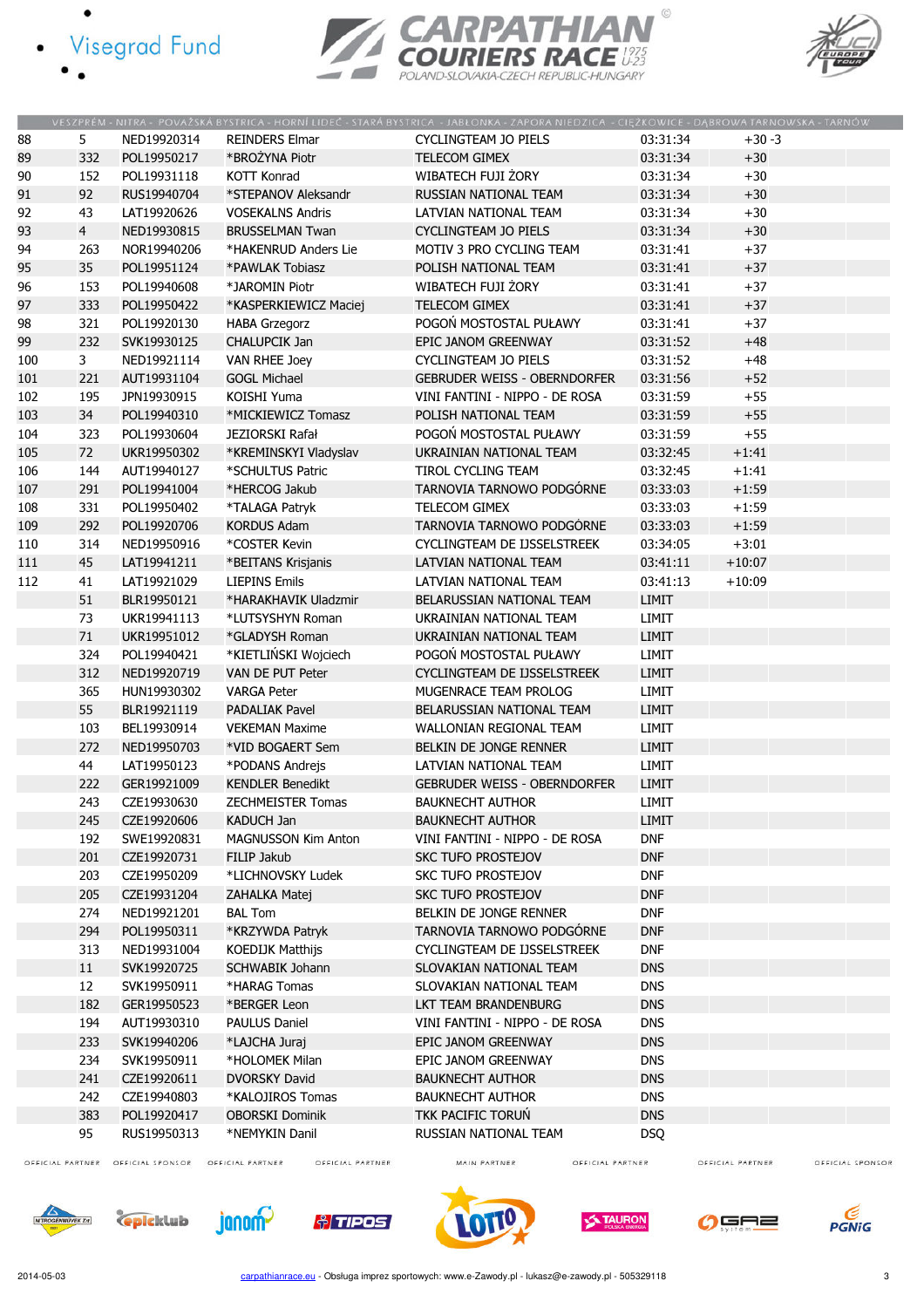VESZPRÉM - NITRA - POVAŽSKÁ BYSTRICA - HORNÍ LIDEČ - STARÁ BYSTRICA - JABŁONKA - ZAPORA NIEDZICA - CIĘŻKOWICE - DĄBROWA TARNOWSKA - TARNÓW

| | | | | | | |
|---|---|---|---|---|---|---|
| 88 | 5 | NED19920314 | REINDERS Elmar | CYCLINGTEAM JO PIELS | 03:31:34 | +30 -3 |
| 89 | 332 | POL19950217 | *BROŻYNA Piotr | TELECOM GIMEX | 03:31:34 | +30 |
| 90 | 152 | POL19931118 | KOTT Konrad | WIBATECH FUJI ŻORY | 03:31:34 | +30 |
| 91 | 92 | RUS19940704 | *STEPANOV Aleksandr | RUSSIAN NATIONAL TEAM | 03:31:34 | +30 |
| 92 | 43 | LAT19920626 | VOSEKALNS Andris | LATVIAN NATIONAL TEAM | 03:31:34 | +30 |
| 93 | 4 | NED19930815 | BRUSSELMAN Twan | CYCLINGTEAM JO PIELS | 03:31:34 | +30 |
| 94 | 263 | NOR19940206 | *HAKENRUD Anders Lie | MOTIV 3 PRO CYCLING TEAM | 03:31:41 | +37 |
| 95 | 35 | POL19951124 | *PAWLAK Tobiasz | POLISH NATIONAL TEAM | 03:31:41 | +37 |
| 96 | 153 | POL19940608 | *JAROMIN Piotr | WIBATECH FUJI ŻORY | 03:31:41 | +37 |
| 97 | 333 | POL19950422 | *KASPERKIEWICZ Maciej | TELECOM GIMEX | 03:31:41 | +37 |
| 98 | 321 | POL19920130 | HABA Grzegorz | POGOŃ MOSTOSTAL PUŁAWY | 03:31:41 | +37 |
| 99 | 232 | SVK19930125 | CHALUPCIK Jan | EPIC JANOM GREENWAY | 03:31:52 | +48 |
| 100 | 3 | NED19921114 | VAN RHEE Joey | CYCLINGTEAM JO PIELS | 03:31:52 | +48 |
| 101 | 221 | AUT19931104 | GOGL Michael | GEBRUDER WEISS - OBERNDORFER | 03:31:56 | +52 |
| 102 | 195 | JPN19930915 | KOISHI Yuma | VINI FANTINI - NIPPO - DE ROSA | 03:31:59 | +55 |
| 103 | 34 | POL19940310 | *MICKIEWICZ Tomasz | POLISH NATIONAL TEAM | 03:31:59 | +55 |
| 104 | 323 | POL19930604 | JEZIORSKI Rafał | POGOŃ MOSTOSTAL PUŁAWY | 03:31:59 | +55 |
| 105 | 72 | UKR19950302 | *KREMINSKYI Vladyslav | UKRAINIAN NATIONAL TEAM | 03:32:45 | +1:41 |
| 106 | 144 | AUT19940127 | *SCHULTUS Patric | TIROL CYCLING TEAM | 03:32:45 | +1:41 |
| 107 | 291 | POL19941004 | *HERCOG Jakub | TARNOVIA TARNOWO PODGÓRNE | 03:33:03 | +1:59 |
| 108 | 331 | POL19950402 | *TALAGA Patryk | TELECOM GIMEX | 03:33:03 | +1:59 |
| 109 | 292 | POL19920706 | KORDUS Adam | TARNOVIA TARNOWO PODGÓRNE | 03:33:03 | +1:59 |
| 110 | 314 | NED19950916 | *COSTER Kevin | CYCLINGTEAM DE IJSSELSTREEK | 03:34:05 | +3:01 |
| 111 | 45 | LAT19941211 | *BEITANS Krisjanis | LATVIAN NATIONAL TEAM | 03:41:11 | +10:07 |
| 112 | 41 | LAT19921029 | LIEPINS Emils | LATVIAN NATIONAL TEAM | 03:41:13 | +10:09 |
| | 51 | BLR19950121 | *HARAKHAVIK Uladzmir | BELARUSSIAN NATIONAL TEAM | LIMIT | |
| | 73 | UKR19941113 | *LUTSYSHYN Roman | UKRAINIAN NATIONAL TEAM | LIMIT | |
| | 71 | UKR19951012 | *GLADYSH Roman | UKRAINIAN NATIONAL TEAM | LIMIT | |
| | 324 | POL19940421 | *KIETLIŃSKI Wojciech | POGOŃ MOSTOSTAL PUŁAWY | LIMIT | |
| | 312 | NED19920719 | VAN DE PUT Peter | CYCLINGTEAM DE IJSSELSTREEK | LIMIT | |
| | 365 | HUN19930302 | VARGA Peter | MUGENRACE TEAM PROLOG | LIMIT | |
| | 55 | BLR19921119 | PADALIAK Pavel | BELARUSSIAN NATIONAL TEAM | LIMIT | |
| | 103 | BEL19930914 | VEKEMAN Maxime | WALLONIAN REGIONAL TEAM | LIMIT | |
| | 272 | NED19950703 | *VID BOGAERT Sem | BELKIN DE JONGE RENNER | LIMIT | |
| | 44 | LAT19950123 | *PODANS Andrejs | LATVIAN NATIONAL TEAM | LIMIT | |
| | 222 | GER19921009 | KENDLER Benedikt | GEBRUDER WEISS - OBERNDORFER | LIMIT | |
| | 243 | CZE19930630 | ZECHMEISTER Tomas | BAUKNECHT AUTHOR | LIMIT | |
| | 245 | CZE19920606 | KADUCH Jan | BAUKNECHT AUTHOR | LIMIT | |
| | 192 | SWE19920831 | MAGNUSSON Kim Anton | VINI FANTINI - NIPPO - DE ROSA | DNF | |
| | 201 | CZE19920731 | FILIP Jakub | SKC TUFO PROSTEJOV | DNF | |
| | 203 | CZE19950209 | *LICHNOVSKY Ludek | SKC TUFO PROSTEJOV | DNF | |
| | 205 | CZE19931204 | ZAHALKA Matej | SKC TUFO PROSTEJOV | DNF | |
| | 274 | NED19921201 | BAL Tom | BELKIN DE JONGE RENNER | DNF | |
| | 294 | POL19950311 | *KRZYWDA Patryk | TARNOVIA TARNOWO PODGÓRNE | DNF | |
| | 313 | NED19931004 | KOEDIJK Matthijs | CYCLINGTEAM DE IJSSELSTREEK | DNF | |
| | 11 | SVK19920725 | SCHWABIK Johann | SLOVAKIAN NATIONAL TEAM | DNS | |
| | 12 | SVK19950911 | *HARAG Tomas | SLOVAKIAN NATIONAL TEAM | DNS | |
| | 182 | GER19950523 | *BERGER Leon | LKT TEAM BRANDENBURG | DNS | |
| | 194 | AUT19930310 | PAULUS Daniel | VINI FANTINI - NIPPO - DE ROSA | DNS | |
| | 233 | SVK19940206 | *LAJCHA Juraj | EPIC JANOM GREENWAY | DNS | |
| | 234 | SVK19950911 | *HOLOMEK Milan | EPIC JANOM GREENWAY | DNS | |
| | 241 | CZE19920611 | DVORSKY David | BAUKNECHT AUTHOR | DNS | |
| | 242 | CZE19940803 | *KALOJIROS Tomas | BAUKNECHT AUTHOR | DNS | |
| | 383 | POL19920417 | OBORSKI Dominik | TKK PACIFIC TORUŃ | DNS | |
| | 95 | RUS19950313 | *NEMYKIN Danil | RUSSIAN NATIONAL TEAM | DSQ | |

2014-05-03

carpathianrace.eu - Obsługa imprez sportowych: www.e-Zawody.pl - lukasz@e-zawody.pl - 505329118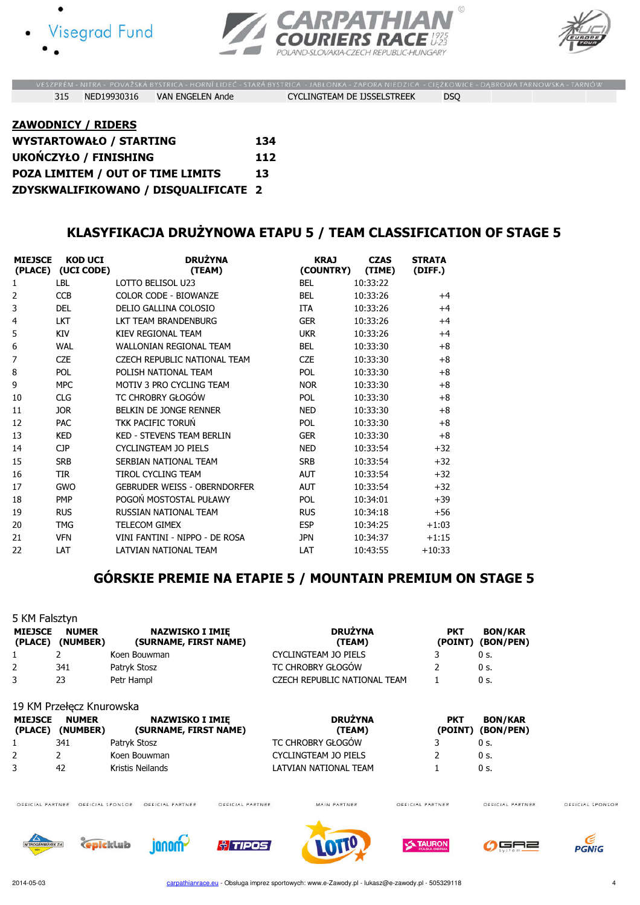| | | | | |
|---|---|---|---|---|
| 315 | NED19930316 | VAN ENGELEN Ande | CYCLINGTEAM DE IJSSELSTREEK | DSQ |

**ZAWODNICY / RIDERS**

| | |
|---|---|
| **WYSTARTOWAŁO / STARTING** | **134** |
| **UKOŃCZYŁO / FINISHING** | **112** |
| **POZA LIMITEM / OUT OF TIME LIMITS** | **13** |
| **ZDYSKWALIFIKOWANO / DISQUALIFICATE** | **2** |

## KLASYFIKACJA DRUŻYNOWA ETAPU 5 / TEAM CLASSIFICATION OF STAGE 5

| MIEJSCE (PLACE) | KOD UCI (UCI CODE) | DRUŻYNA (TEAM) | KRAJ (COUNTRY) | CZAS (TIME) | STRATA (DIFF.) |
|---|---|---|---|---|---|
| 1 | LBL | LOTTO BELISOL U23 | BEL | 10:33:22 | |
| 2 | CCB | COLOR CODE - BIOWANZE | BEL | 10:33:26 | +4 |
| 3 | DEL | DELIO GALLINA COLOSIO | ITA | 10:33:26 | +4 |
| 4 | LKT | LKT TEAM BRANDENBURG | GER | 10:33:26 | +4 |
| 5 | KIV | KIEV REGIONAL TEAM | UKR | 10:33:26 | +4 |
| 6 | WAL | WALLONIAN REGIONAL TEAM | BEL | 10:33:30 | +8 |
| 7 | CZE | CZECH REPUBLIC NATIONAL TEAM | CZE | 10:33:30 | +8 |
| 8 | POL | POLISH NATIONAL TEAM | POL | 10:33:30 | +8 |
| 9 | MPC | MOTIV 3 PRO CYCLING TEAM | NOR | 10:33:30 | +8 |
| 10 | CLG | TC CHROBRY GŁOGÓW | POL | 10:33:30 | +8 |
| 11 | JOR | BELKIN DE JONGE RENNER | NED | 10:33:30 | +8 |
| 12 | PAC | TKK PACIFIC TORUŃ | POL | 10:33:30 | +8 |
| 13 | KED | KED - STEVENS TEAM BERLIN | GER | 10:33:30 | +8 |
| 14 | CJP | CYCLINGTEAM JO PIELS | NED | 10:33:54 | +32 |
| 15 | SRB | SERBIAN NATIONAL TEAM | SRB | 10:33:54 | +32 |
| 16 | TIR | TIROL CYCLING TEAM | AUT | 10:33:54 | +32 |
| 17 | GWO | GEBRUDER WEISS - OBERNDORFER | AUT | 10:33:54 | +32 |
| 18 | PMP | POGOŃ MOSTOSTAL PUŁAWY | POL | 10:34:01 | +39 |
| 19 | RUS | RUSSIAN NATIONAL TEAM | RUS | 10:34:18 | +56 |
| 20 | TMG | TELECOM GIMEX | ESP | 10:34:25 | +1:03 |
| 21 | VFN | VINI FANTINI - NIPPO - DE ROSA | JPN | 10:34:37 | +1:15 |
| 22 | LAT | LATVIAN NATIONAL TEAM | LAT | 10:43:55 | +10:33 |

## GÓRSKIE PREMIE NA ETAPIE 5 / MOUNTAIN PREMIUM ON STAGE 5

5 KM Falsztyn

| MIEJSCE (PLACE) | NUMER (NUMBER) | NAZWISKO I IMIĘ (SURNAME, FIRST NAME) | DRUŻYNA (TEAM) | PKT (POINT) | BON/KAR (BON/PEN) |
|---|---|---|---|---|---|
| 1 | 2 | Koen Bouwman | CYCLINGTEAM JO PIELS | 3 | 0 s. |
| 2 | 341 | Patryk Stosz | TC CHROBRY GŁOGÓW | 2 | 0 s. |
| 3 | 23 | Petr Hampl | CZECH REPUBLIC NATIONAL TEAM | 1 | 0 s. |

19 KM Przełęcz Knurowska

| MIEJSCE (PLACE) | NUMER (NUMBER) | NAZWISKO I IMIĘ (SURNAME, FIRST NAME) | DRUŻYNA (TEAM) | PKT (POINT) | BON/KAR (BON/PEN) |
|---|---|---|---|---|---|
| 1 | 341 | Patryk Stosz | TC CHROBRY GŁOGÓW | 3 | 0 s. |
| 2 | 2 | Koen Bouwman | CYCLINGTEAM JO PIELS | 2 | 0 s. |
| 3 | 42 | Kristis Neilands | LATVIAN NATIONAL TEAM | 1 | 0 s. |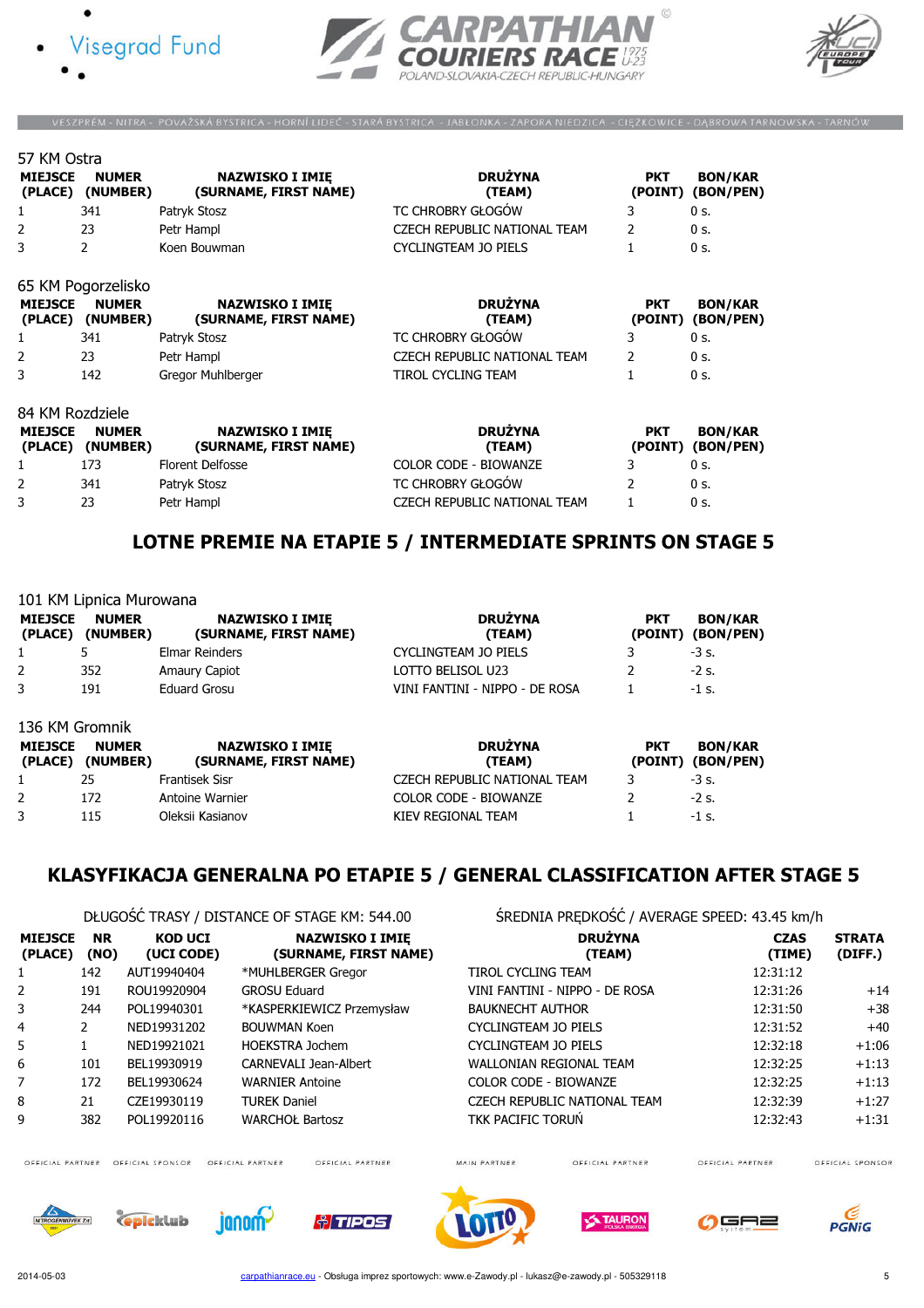VESZPRÉM - NITRA - POVAŽSKÁ BYSTRICA - HORNÍ LIDEČ - STARÁ BYSTRICA - JABŁONKA - ZAPORA NIEDZICA - CIĘŻKOWICE - DĄBROWA TARNOWSKA - TARNÓW

57 KM Ostra

| MIEJSCE (PLACE) | NUMER (NUMBER) | NAZWISKO I IMIĘ (SURNAME, FIRST NAME) | DRUŻYNA (TEAM) | PKT (POINT) | BON/KAR (BON/PEN) |
|---|---|---|---|---|---|
| 1 | 341 | Patryk Stosz | TC CHROBRY GŁOGÓW | 3 | 0 s. |
| 2 | 23 | Petr Hampl | CZECH REPUBLIC NATIONAL TEAM | 2 | 0 s. |
| 3 | 2 | Koen Bouwman | CYCLINGTEAM JO PIELS | 1 | 0 s. |

65 KM Pogorzelisko

| MIEJSCE (PLACE) | NUMER (NUMBER) | NAZWISKO I IMIĘ (SURNAME, FIRST NAME) | DRUŻYNA (TEAM) | PKT (POINT) | BON/KAR (BON/PEN) |
|---|---|---|---|---|---|
| 1 | 341 | Patryk Stosz | TC CHROBRY GŁOGÓW | 3 | 0 s. |
| 2 | 23 | Petr Hampl | CZECH REPUBLIC NATIONAL TEAM | 2 | 0 s. |
| 3 | 142 | Gregor Muhlberger | TIROL CYCLING TEAM | 1 | 0 s. |

84 KM Rozdziele

| MIEJSCE (PLACE) | NUMER (NUMBER) | NAZWISKO I IMIĘ (SURNAME, FIRST NAME) | DRUŻYNA (TEAM) | PKT (POINT) | BON/KAR (BON/PEN) |
|---|---|---|---|---|---|
| 1 | 173 | Florent Delfosse | COLOR CODE - BIOWANZE | 3 | 0 s. |
| 2 | 341 | Patryk Stosz | TC CHROBRY GŁOGÓW | 2 | 0 s. |
| 3 | 23 | Petr Hampl | CZECH REPUBLIC NATIONAL TEAM | 1 | 0 s. |

## LOTNE PREMIE NA ETAPIE 5 / INTERMEDIATE SPRINTS ON STAGE 5

101 KM Lipnica Murowana

| MIEJSCE (PLACE) | NUMER (NUMBER) | NAZWISKO I IMIĘ (SURNAME, FIRST NAME) | DRUŻYNA (TEAM) | PKT (POINT) | BON/KAR (BON/PEN) |
|---|---|---|---|---|---|
| 1 | 5 | Elmar Reinders | CYCLINGTEAM JO PIELS | 3 | -3 s. |
| 2 | 352 | Amaury Capiot | LOTTO BELISOL U23 | 2 | -2 s. |
| 3 | 191 | Eduard Grosu | VINI FANTINI - NIPPO - DE ROSA | 1 | -1 s. |

136 KM Gromnik

| MIEJSCE (PLACE) | NUMER (NUMBER) | NAZWISKO I IMIĘ (SURNAME, FIRST NAME) | DRUŻYNA (TEAM) | PKT (POINT) | BON/KAR (BON/PEN) |
|---|---|---|---|---|---|
| 1 | 25 | Frantisek Sisr | CZECH REPUBLIC NATIONAL TEAM | 3 | -3 s. |
| 2 | 172 | Antoine Warnier | COLOR CODE - BIOWANZE | 2 | -2 s. |
| 3 | 115 | Oleksii Kasianov | KIEV REGIONAL TEAM | 1 | -1 s. |

## KLASYFIKACJA GENERALNA PO ETAPIE 5 / GENERAL CLASSIFICATION AFTER STAGE 5

DŁUGOŚĆ TRASY / DISTANCE OF STAGE KM: 544.00

ŚREDNIA PRĘDKOŚĆ / AVERAGE SPEED: 43.45 km/h

| MIEJSCE (PLACE) | NR (NO) | KOD UCI (UCI CODE) | NAZWISKO I IMIĘ (SURNAME, FIRST NAME) | DRUŻYNA (TEAM) | CZAS (TIME) | STRATA (DIFF.) |
|---|---|---|---|---|---|---|
| 1 | 142 | AUT19940404 | *MUHLBERGER Gregor | TIROL CYCLING TEAM | 12:31:12 | |
| 2 | 191 | ROU19920904 | GROSU Eduard | VINI FANTINI - NIPPO - DE ROSA | 12:31:26 | +14 |
| 3 | 244 | POL19940301 | *KASPERKIEWICZ Przemysław | BAUKNECHT AUTHOR | 12:31:50 | +38 |
| 4 | 2 | NED19931202 | BOUWMAN Koen | CYCLINGTEAM JO PIELS | 12:31:52 | +40 |
| 5 | 1 | NED19921021 | HOEKSTRA Jochem | CYCLINGTEAM JO PIELS | 12:32:18 | +1:06 |
| 6 | 101 | BEL19930919 | CARNEVALI Jean-Albert | WALLONIAN REGIONAL TEAM | 12:32:25 | +1:13 |
| 7 | 172 | BEL19930624 | WARNIER Antoine | COLOR CODE - BIOWANZE | 12:32:25 | +1:13 |
| 8 | 21 | CZE19930119 | TUREK Daniel | CZECH REPUBLIC NATIONAL TEAM | 12:32:39 | +1:27 |
| 9 | 382 | POL19920116 | WARCHOŁ Bartosz | TKK PACIFIC TORUŃ | 12:32:43 | +1:31 |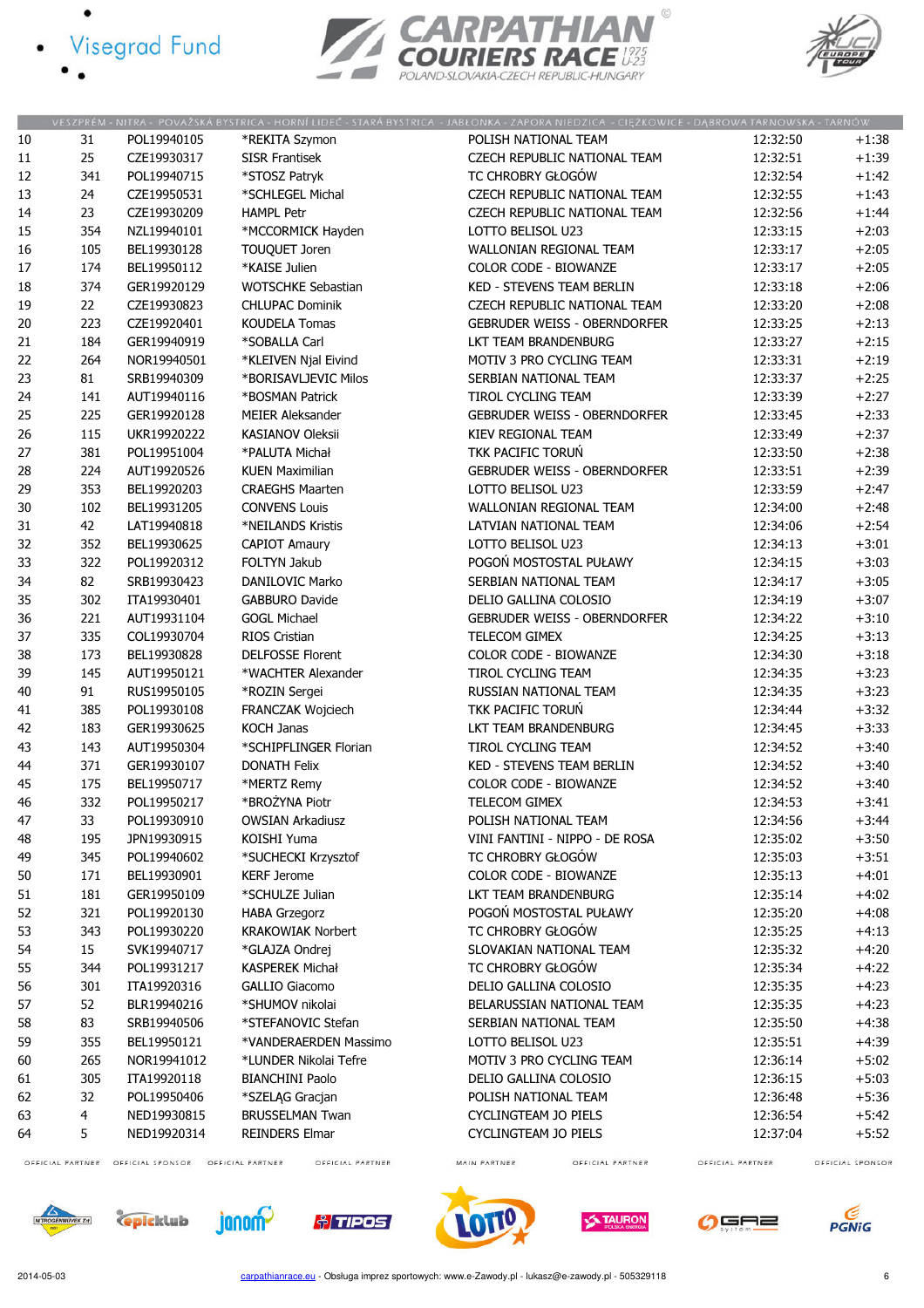VESZPRÉM - NITRA - POVAŽSKÁ BYSTRICA - HORNÍ LIDEČ - STARÁ BYSTRICA - JABŁONKA - ZAPORA NIEDZICA - CIĘŻKOWICE - DĄBROWA TARNOWSKA - TARNÓW

| | | | | | | |
|---|---|---|---|---|---|---|
| 10 | 31 | POL19940105 | *REKITA Szymon | POLISH NATIONAL TEAM | 12:32:50 | +1:38 |
| 11 | 25 | CZE19930317 | SISR Frantisek | CZECH REPUBLIC NATIONAL TEAM | 12:32:51 | +1:39 |
| 12 | 341 | POL19940715 | *STOSZ Patryk | TC CHROBRY GŁOGÓW | 12:32:54 | +1:42 |
| 13 | 24 | CZE19950531 | *SCHLEGEL Michal | CZECH REPUBLIC NATIONAL TEAM | 12:32:55 | +1:43 |
| 14 | 23 | CZE19930209 | HAMPL Petr | CZECH REPUBLIC NATIONAL TEAM | 12:32:56 | +1:44 |
| 15 | 354 | NZL19940101 | *MCCORMICK Hayden | LOTTO BELISOL U23 | 12:33:15 | +2:03 |
| 16 | 105 | BEL19930128 | TOUQUET Joren | WALLONIAN REGIONAL TEAM | 12:33:17 | +2:05 |
| 17 | 174 | BEL19950112 | *KAISE Julien | COLOR CODE - BIOWANZE | 12:33:17 | +2:05 |
| 18 | 374 | GER19920129 | WOTSCHKE Sebastian | KED - STEVENS TEAM BERLIN | 12:33:18 | +2:06 |
| 19 | 22 | CZE19930823 | CHLUPAC Dominik | CZECH REPUBLIC NATIONAL TEAM | 12:33:20 | +2:08 |
| 20 | 223 | CZE19920401 | KOUDELA Tomas | GEBRUDER WEISS - OBERNDORFER | 12:33:25 | +2:13 |
| 21 | 184 | GER19940919 | *SOBALLA Carl | LKT TEAM BRANDENBURG | 12:33:27 | +2:15 |
| 22 | 264 | NOR19940501 | *KLEIVEN Njal Eivind | MOTIV 3 PRO CYCLING TEAM | 12:33:31 | +2:19 |
| 23 | 81 | SRB19940309 | *BORISAVLJEVIC Milos | SERBIAN NATIONAL TEAM | 12:33:37 | +2:25 |
| 24 | 141 | AUT19940116 | *BOSMAN Patrick | TIROL CYCLING TEAM | 12:33:39 | +2:27 |
| 25 | 225 | GER19920128 | MEIER Aleksander | GEBRUDER WEISS - OBERNDORFER | 12:33:45 | +2:33 |
| 26 | 115 | UKR19920222 | KASIANOV Oleksii | KIEV REGIONAL TEAM | 12:33:49 | +2:37 |
| 27 | 381 | POL19951004 | *PALUTA Michał | TKK PACIFIC TORUŃ | 12:33:50 | +2:38 |
| 28 | 224 | AUT19920526 | KUEN Maximilian | GEBRUDER WEISS - OBERNDORFER | 12:33:51 | +2:39 |
| 29 | 353 | BEL19920203 | CRAEGHS Maarten | LOTTO BELISOL U23 | 12:33:59 | +2:47 |
| 30 | 102 | BEL19931205 | CONVENS Louis | WALLONIAN REGIONAL TEAM | 12:34:00 | +2:48 |
| 31 | 42 | LAT19940818 | *NEILANDS Kristis | LATVIAN NATIONAL TEAM | 12:34:06 | +2:54 |
| 32 | 352 | BEL19930625 | CAPIOT Amaury | LOTTO BELISOL U23 | 12:34:13 | +3:01 |
| 33 | 322 | POL19920312 | FOLTYN Jakub | POGOŃ MOSTOSTAL PUŁAWY | 12:34:15 | +3:03 |
| 34 | 82 | SRB19930423 | DANILOVIC Marko | SERBIAN NATIONAL TEAM | 12:34:17 | +3:05 |
| 35 | 302 | ITA19930401 | GABBURO Davide | DELIO GALLINA COLOSIO | 12:34:19 | +3:07 |
| 36 | 221 | AUT19931104 | GOGL Michael | GEBRUDER WEISS - OBERNDORFER | 12:34:22 | +3:10 |
| 37 | 335 | COL19930704 | RIOS Cristian | TELECOM GIMEX | 12:34:25 | +3:13 |
| 38 | 173 | BEL19930828 | DELFOSSE Florent | COLOR CODE - BIOWANZE | 12:34:30 | +3:18 |
| 39 | 145 | AUT19950121 | *WACHTER Alexander | TIROL CYCLING TEAM | 12:34:35 | +3:23 |
| 40 | 91 | RUS19950105 | *ROZIN Sergei | RUSSIAN NATIONAL TEAM | 12:34:35 | +3:23 |
| 41 | 385 | POL19930108 | FRANCZAK Wojciech | TKK PACIFIC TORUŃ | 12:34:44 | +3:32 |
| 42 | 183 | GER19930625 | KOCH Janas | LKT TEAM BRANDENBURG | 12:34:45 | +3:33 |
| 43 | 143 | AUT19950304 | *SCHIPFLINGER Florian | TIROL CYCLING TEAM | 12:34:52 | +3:40 |
| 44 | 371 | GER19930107 | DONATH Felix | KED - STEVENS TEAM BERLIN | 12:34:52 | +3:40 |
| 45 | 175 | BEL19950717 | *MERTZ Remy | COLOR CODE - BIOWANZE | 12:34:52 | +3:40 |
| 46 | 332 | POL19950217 | *BROŻYNA Piotr | TELECOM GIMEX | 12:34:53 | +3:41 |
| 47 | 33 | POL19930910 | OWSIAN Arkadiusz | POLISH NATIONAL TEAM | 12:34:56 | +3:44 |
| 48 | 195 | JPN19930915 | KOISHI Yuma | VINI FANTINI - NIPPO - DE ROSA | 12:35:02 | +3:50 |
| 49 | 345 | POL19940602 | *SUCHECKI Krzysztof | TC CHROBRY GŁOGÓW | 12:35:03 | +3:51 |
| 50 | 171 | BEL19930901 | KERF Jerome | COLOR CODE - BIOWANZE | 12:35:13 | +4:01 |
| 51 | 181 | GER19950109 | *SCHULZE Julian | LKT TEAM BRANDENBURG | 12:35:14 | +4:02 |
| 52 | 321 | POL19920130 | HABA Grzegorz | POGOŃ MOSTOSTAL PUŁAWY | 12:35:20 | +4:08 |
| 53 | 343 | POL19930220 | KRAKOWIAK Norbert | TC CHROBRY GŁOGÓW | 12:35:25 | +4:13 |
| 54 | 15 | SVK19940717 | *GLAJZA Ondrej | SLOVAKIAN NATIONAL TEAM | 12:35:32 | +4:20 |
| 55 | 344 | POL19931217 | KASPEREK Michał | TC CHROBRY GŁOGÓW | 12:35:34 | +4:22 |
| 56 | 301 | ITA19920316 | GALLIO Giacomo | DELIO GALLINA COLOSIO | 12:35:35 | +4:23 |
| 57 | 52 | BLR19940216 | *SHUMOV nikolai | BELARUSSIAN NATIONAL TEAM | 12:35:35 | +4:23 |
| 58 | 83 | SRB19940506 | *STEFANOVIC Stefan | SERBIAN NATIONAL TEAM | 12:35:50 | +4:38 |
| 59 | 355 | BEL19950121 | *VANDERAERDEN Massimo | LOTTO BELISOL U23 | 12:35:51 | +4:39 |
| 60 | 265 | NOR19941012 | *LUNDER Nikolai Tefre | MOTIV 3 PRO CYCLING TEAM | 12:36:14 | +5:02 |
| 61 | 305 | ITA19920118 | BIANCHINI Paolo | DELIO GALLINA COLOSIO | 12:36:15 | +5:03 |
| 62 | 32 | POL19950406 | *SZELĄG Gracjan | POLISH NATIONAL TEAM | 12:36:48 | +5:36 |
| 63 | 4 | NED19930815 | BRUSSELMAN Twan | CYCLINGTEAM JO PIELS | 12:36:54 | +5:42 |
| 64 | 5 | NED19920314 | REINDERS Elmar | CYCLINGTEAM JO PIELS | 12:37:04 | +5:52 |

OFFICIAL PARTNER · OFFICIAL SPONSOR · OFFICIAL PARTNER · OFFICIAL PARTNER · MAIN PARTNER · OFFICIAL PARTNER · OFFICIAL PARTNER · OFFICIAL SPONSOR

2014-05-03 carpathianrace.eu - Obsługa imprez sportowych: www.e-Zawody.pl - lukasz@e-zawody.pl - 505329118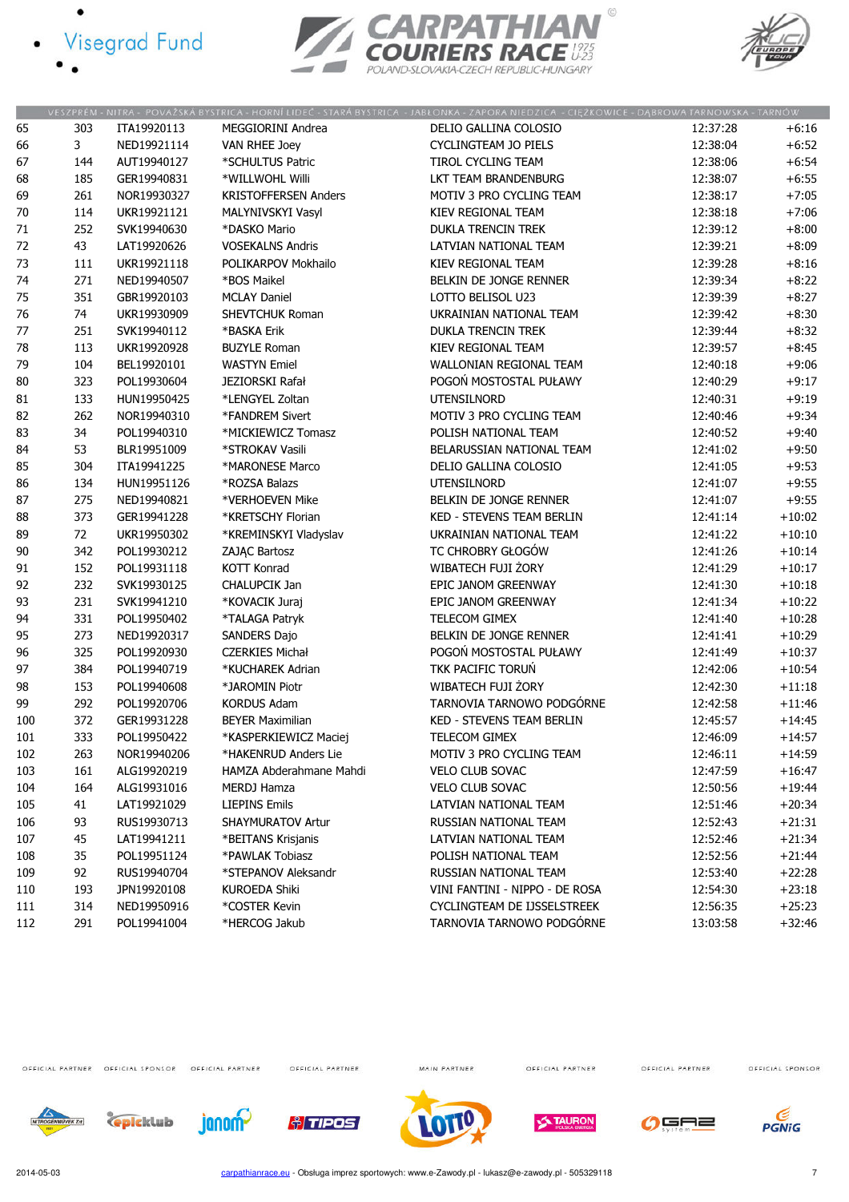VESZPRÉM - NITRA - POVAŽSKÁ BYSTRICA - HORNÍ LIDEČ - STARÁ BYSTRICA - JABŁONKA - ZAPORA NIEDZICA - CIĘŻKOWICE - DĄBROWA TARNOWSKA - TARNÓW

| | | | | | | |
|---|---|---|---|---|---|---|
| 65 | 303 | ITA19920113 | MEGGIORINI Andrea | DELIO GALLINA COLOSIO | 12:37:28 | +6:16 |
| 66 | 3 | NED19921114 | VAN RHEE Joey | CYCLINGTEAM JO PIELS | 12:38:04 | +6:52 |
| 67 | 144 | AUT19940127 | *SCHULTUS Patric | TIROL CYCLING TEAM | 12:38:06 | +6:54 |
| 68 | 185 | GER19940831 | *WILLWOHL Willi | LKT TEAM BRANDENBURG | 12:38:07 | +6:55 |
| 69 | 261 | NOR19930327 | KRISTOFFERSEN Anders | MOTIV 3 PRO CYCLING TEAM | 12:38:17 | +7:05 |
| 70 | 114 | UKR19921121 | MALYNIVSKYI Vasyl | KIEV REGIONAL TEAM | 12:38:18 | +7:06 |
| 71 | 252 | SVK19940630 | *DASKO Mario | DUKLA TRENCIN TREK | 12:39:12 | +8:00 |
| 72 | 43 | LAT19920626 | VOSEKALNS Andris | LATVIAN NATIONAL TEAM | 12:39:21 | +8:09 |
| 73 | 111 | UKR19921118 | POLIKARPOV Mokhailo | KIEV REGIONAL TEAM | 12:39:28 | +8:16 |
| 74 | 271 | NED19940507 | *BOS Maikel | BELKIN DE JONGE RENNER | 12:39:34 | +8:22 |
| 75 | 351 | GBR19920103 | MCLAY Daniel | LOTTO BELISOL U23 | 12:39:39 | +8:27 |
| 76 | 74 | UKR19930909 | SHEVTCHUK Roman | UKRAINIAN NATIONAL TEAM | 12:39:42 | +8:30 |
| 77 | 251 | SVK19940112 | *BASKA Erik | DUKLA TRENCIN TREK | 12:39:44 | +8:32 |
| 78 | 113 | UKR19920928 | BUZYLE Roman | KIEV REGIONAL TEAM | 12:39:57 | +8:45 |
| 79 | 104 | BEL19920101 | WASTYN Emiel | WALLONIAN REGIONAL TEAM | 12:40:18 | +9:06 |
| 80 | 323 | POL19930604 | JEZIORSKI Rafał | POGOŃ MOSTOSTAL PUŁAWY | 12:40:29 | +9:17 |
| 81 | 133 | HUN19950425 | *LENGYEL Zoltan | UTENSILNORD | 12:40:31 | +9:19 |
| 82 | 262 | NOR19940310 | *FANDREM Sivert | MOTIV 3 PRO CYCLING TEAM | 12:40:46 | +9:34 |
| 83 | 34 | POL19940310 | *MICKIEWICZ Tomasz | POLISH NATIONAL TEAM | 12:40:52 | +9:40 |
| 84 | 53 | BLR19951009 | *STROKAV Vasili | BELARUSSIAN NATIONAL TEAM | 12:41:02 | +9:50 |
| 85 | 304 | ITA19941225 | *MARONESE Marco | DELIO GALLINA COLOSIO | 12:41:05 | +9:53 |
| 86 | 134 | HUN19951126 | *ROZSA Balazs | UTENSILNORD | 12:41:07 | +9:55 |
| 87 | 275 | NED19940821 | *VERHOEVEN Mike | BELKIN DE JONGE RENNER | 12:41:07 | +9:55 |
| 88 | 373 | GER19941228 | *KRETSCHY Florian | KED - STEVENS TEAM BERLIN | 12:41:14 | +10:02 |
| 89 | 72 | UKR19950302 | *KREMINSKYI Vladyslav | UKRAINIAN NATIONAL TEAM | 12:41:22 | +10:10 |
| 90 | 342 | POL19930212 | ZAJĄC Bartosz | TC CHROBRY GŁOGÓW | 12:41:26 | +10:14 |
| 91 | 152 | POL19931118 | KOTT Konrad | WIBATECH FUJI ŻORY | 12:41:29 | +10:17 |
| 92 | 232 | SVK19930125 | CHALUPCIK Jan | EPIC JANOM GREENWAY | 12:41:30 | +10:18 |
| 93 | 231 | SVK19941210 | *KOVACIK Juraj | EPIC JANOM GREENWAY | 12:41:34 | +10:22 |
| 94 | 331 | POL19950402 | *TALAGA Patryk | TELECOM GIMEX | 12:41:40 | +10:28 |
| 95 | 273 | NED19920317 | SANDERS Dajo | BELKIN DE JONGE RENNER | 12:41:41 | +10:29 |
| 96 | 325 | POL19920930 | CZERKIES Michał | POGOŃ MOSTOSTAL PUŁAWY | 12:41:49 | +10:37 |
| 97 | 384 | POL19940719 | *KUCHAREK Adrian | TKK PACIFIC TORUŃ | 12:42:06 | +10:54 |
| 98 | 153 | POL19940608 | *JAROMIN Piotr | WIBATECH FUJI ŻORY | 12:42:30 | +11:18 |
| 99 | 292 | POL19920706 | KORDUS Adam | TARNOVIA TARNOWO PODGÓRNE | 12:42:58 | +11:46 |
| 100 | 372 | GER19931228 | BEYER Maximilian | KED - STEVENS TEAM BERLIN | 12:45:57 | +14:45 |
| 101 | 333 | POL19950422 | *KASPERKIEWICZ Maciej | TELECOM GIMEX | 12:46:09 | +14:57 |
| 102 | 263 | NOR19940206 | *HAKENRUD Anders Lie | MOTIV 3 PRO CYCLING TEAM | 12:46:11 | +14:59 |
| 103 | 161 | ALG19920219 | HAMZA Abderahmane Mahdi | VELO CLUB SOVAC | 12:47:59 | +16:47 |
| 104 | 164 | ALG19931016 | MERDJ Hamza | VELO CLUB SOVAC | 12:50:56 | +19:44 |
| 105 | 41 | LAT19921029 | LIEPINS Emils | LATVIAN NATIONAL TEAM | 12:51:46 | +20:34 |
| 106 | 93 | RUS19930713 | SHAYMURATOV Artur | RUSSIAN NATIONAL TEAM | 12:52:43 | +21:31 |
| 107 | 45 | LAT19941211 | *BEITANS Krisjanis | LATVIAN NATIONAL TEAM | 12:52:46 | +21:34 |
| 108 | 35 | POL19951124 | *PAWLAK Tobiasz | POLISH NATIONAL TEAM | 12:52:56 | +21:44 |
| 109 | 92 | RUS19940704 | *STEPANOV Aleksandr | RUSSIAN NATIONAL TEAM | 12:53:40 | +22:28 |
| 110 | 193 | JPN19920108 | KUROEDA Shiki | VINI FANTINI - NIPPO - DE ROSA | 12:54:30 | +23:18 |
| 111 | 314 | NED19950916 | *COSTER Kevin | CYCLINGTEAM DE IJSSELSTREEK | 12:56:35 | +25:23 |
| 112 | 291 | POL19941004 | *HERCOG Jakub | TARNOVIA TARNOWO PODGÓRNE | 13:03:58 | +32:46 |

OFFICIAL PARTNER OFFICIAL SPONSOR OFFICIAL PARTNER OFFICIAL PARTNER MAIN PARTNER OFFICIAL PARTNER OFFICIAL PARTNER OFFICIAL SPONSOR

2014-05-03 carpathianrace.eu - Obsługa imprez sportowych: www.e-Zawody.pl - lukasz@e-zawody.pl - 505329118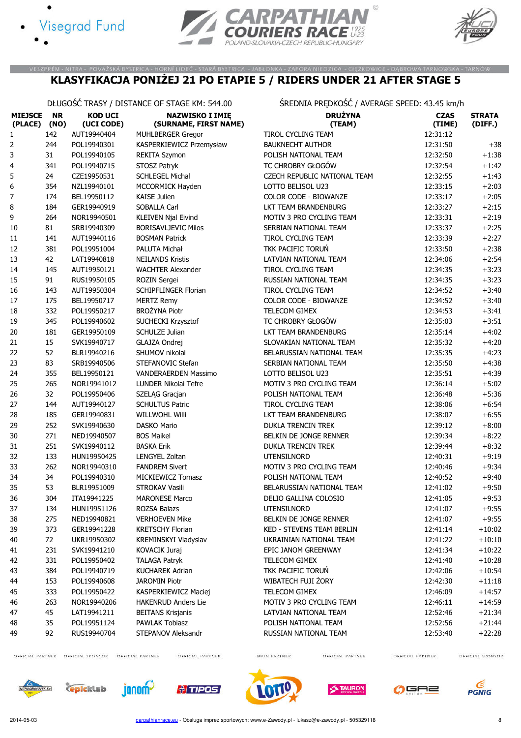VESZPRÉM - NITRA - POVAŽSKÁ BYSTRICA - HORNÍ LIDEČ - STARÁ BYSTRICA - JABŁONKA - ZAPORA NIEDZICA - CIĘŻKOWICE - DĄBROWA TARNOWSKA - TARNÓW

# KLASYFIKACJA PONIŻEJ 21 PO ETAPIE 5 / RIDERS UNDER 21 AFTER STAGE 5

DŁUGOŚĆ TRASY / DISTANCE OF STAGE KM: 544.00

ŚREDNIA PRĘDKOŚĆ / AVERAGE SPEED: 43.45 km/h

| MIEJSCE (PLACE) | NR (NO) | KOD UCI (UCI CODE) | NAZWISKO I IMIĘ (SURNAME, FIRST NAME) | DRUŻYNA (TEAM) | CZAS (TIME) | STRATA (DIFF.) |
|---|---|---|---|---|---|---|
| 1 | 142 | AUT19940404 | MUHLBERGER Gregor | TIROL CYCLING TEAM | 12:31:12 | |
| 2 | 244 | POL19940301 | KASPERKIEWICZ Przemysław | BAUKNECHT AUTHOR | 12:31:50 | +38 |
| 3 | 31 | POL19940105 | REKITA Szymon | POLISH NATIONAL TEAM | 12:32:50 | +1:38 |
| 4 | 341 | POL19940715 | STOSZ Patryk | TC CHROBRY GŁOGÓW | 12:32:54 | +1:42 |
| 5 | 24 | CZE19950531 | SCHLEGEL Michal | CZECH REPUBLIC NATIONAL TEAM | 12:32:55 | +1:43 |
| 6 | 354 | NZL19940101 | MCCORMICK Hayden | LOTTO BELISOL U23 | 12:33:15 | +2:03 |
| 7 | 174 | BEL19950112 | KAISE Julien | COLOR CODE - BIOWANZE | 12:33:17 | +2:05 |
| 8 | 184 | GER19940919 | SOBALLA Carl | LKT TEAM BRANDENBURG | 12:33:27 | +2:15 |
| 9 | 264 | NOR19940501 | KLEIVEN Njal Eivind | MOTIV 3 PRO CYCLING TEAM | 12:33:31 | +2:19 |
| 10 | 81 | SRB19940309 | BORISAVLJEVIC Milos | SERBIAN NATIONAL TEAM | 12:33:37 | +2:25 |
| 11 | 141 | AUT19940116 | BOSMAN Patrick | TIROL CYCLING TEAM | 12:33:39 | +2:27 |
| 12 | 381 | POL19951004 | PALUTA Michał | TKK PACIFIC TORUŃ | 12:33:50 | +2:38 |
| 13 | 42 | LAT19940818 | NEILANDS Kristis | LATVIAN NATIONAL TEAM | 12:34:06 | +2:54 |
| 14 | 145 | AUT19950121 | WACHTER Alexander | TIROL CYCLING TEAM | 12:34:35 | +3:23 |
| 15 | 91 | RUS19950105 | ROZIN Sergei | RUSSIAN NATIONAL TEAM | 12:34:35 | +3:23 |
| 16 | 143 | AUT19950304 | SCHIPFLINGER Florian | TIROL CYCLING TEAM | 12:34:52 | +3:40 |
| 17 | 175 | BEL19950717 | MERTZ Remy | COLOR CODE - BIOWANZE | 12:34:52 | +3:40 |
| 18 | 332 | POL19950217 | BROŻYNA Piotr | TELECOM GIMEX | 12:34:53 | +3:41 |
| 19 | 345 | POL19940602 | SUCHECKI Krzysztof | TC CHROBRY GŁOGÓW | 12:35:03 | +3:51 |
| 20 | 181 | GER19950109 | SCHULZE Julian | LKT TEAM BRANDENBURG | 12:35:14 | +4:02 |
| 21 | 15 | SVK19940717 | GLAJZA Ondrej | SLOVAKIAN NATIONAL TEAM | 12:35:32 | +4:20 |
| 22 | 52 | BLR19940216 | SHUMOV nikolai | BELARUSSIAN NATIONAL TEAM | 12:35:35 | +4:23 |
| 23 | 83 | SRB19940506 | STEFANOVIC Stefan | SERBIAN NATIONAL TEAM | 12:35:50 | +4:38 |
| 24 | 355 | BEL19950121 | VANDERAERDEN Massimo | LOTTO BELISOL U23 | 12:35:51 | +4:39 |
| 25 | 265 | NOR19941012 | LUNDER Nikolai Tefre | MOTIV 3 PRO CYCLING TEAM | 12:36:14 | +5:02 |
| 26 | 32 | POL19950406 | SZELĄG Gracjan | POLISH NATIONAL TEAM | 12:36:48 | +5:36 |
| 27 | 144 | AUT19940127 | SCHULTUS Patric | TIROL CYCLING TEAM | 12:38:06 | +6:54 |
| 28 | 185 | GER19940831 | WILLWOHL Willi | LKT TEAM BRANDENBURG | 12:38:07 | +6:55 |
| 29 | 252 | SVK19940630 | DASKO Mario | DUKLA TRENCIN TREK | 12:39:12 | +8:00 |
| 30 | 271 | NED19940507 | BOS Maikel | BELKIN DE JONGE RENNER | 12:39:34 | +8:22 |
| 31 | 251 | SVK19940112 | BASKA Erik | DUKLA TRENCIN TREK | 12:39:44 | +8:32 |
| 32 | 133 | HUN19950425 | LENGYEL Zoltan | UTENSILNORD | 12:40:31 | +9:19 |
| 33 | 262 | NOR19940310 | FANDREM Sivert | MOTIV 3 PRO CYCLING TEAM | 12:40:46 | +9:34 |
| 34 | 34 | POL19940310 | MICKIEWICZ Tomasz | POLISH NATIONAL TEAM | 12:40:52 | +9:40 |
| 35 | 53 | BLR19951009 | STROKAV Vasili | BELARUSSIAN NATIONAL TEAM | 12:41:02 | +9:50 |
| 36 | 304 | ITA19941225 | MARONESE Marco | DELIO GALLINA COLOSIO | 12:41:05 | +9:53 |
| 37 | 134 | HUN19951126 | ROZSA Balazs | UTENSILNORD | 12:41:07 | +9:55 |
| 38 | 275 | NED19940821 | VERHOEVEN Mike | BELKIN DE JONGE RENNER | 12:41:07 | +9:55 |
| 39 | 373 | GER19941228 | KRETSCHY Florian | KED - STEVENS TEAM BERLIN | 12:41:14 | +10:02 |
| 40 | 72 | UKR19950302 | KREMINSKYI Vladyslav | UKRAINIAN NATIONAL TEAM | 12:41:22 | +10:10 |
| 41 | 231 | SVK19941210 | KOVACIK Juraj | EPIC JANOM GREENWAY | 12:41:34 | +10:22 |
| 42 | 331 | POL19950402 | TALAGA Patryk | TELECOM GIMEX | 12:41:40 | +10:28 |
| 43 | 384 | POL19940719 | KUCHAREK Adrian | TKK PACIFIC TORUŃ | 12:42:06 | +10:54 |
| 44 | 153 | POL19940608 | JAROMIN Piotr | WIBATECH FUJI ŻORY | 12:42:30 | +11:18 |
| 45 | 333 | POL19950422 | KASPERKIEWICZ Maciej | TELECOM GIMEX | 12:46:09 | +14:57 |
| 46 | 263 | NOR19940206 | HAKENRUD Anders Lie | MOTIV 3 PRO CYCLING TEAM | 12:46:11 | +14:59 |
| 47 | 45 | LAT19941211 | BEITANS Krisjanis | LATVIAN NATIONAL TEAM | 12:52:46 | +21:34 |
| 48 | 35 | POL19951124 | PAWLAK Tobiasz | POLISH NATIONAL TEAM | 12:52:56 | +21:44 |
| 49 | 92 | RUS19940704 | STEPANOV Aleksandr | RUSSIAN NATIONAL TEAM | 12:53:40 | +22:28 |

2014-05-03 carpathianrace.eu - Obsługa imprez sportowych: www.e-Zawody.pl - lukasz@e-zawody.pl - 505329118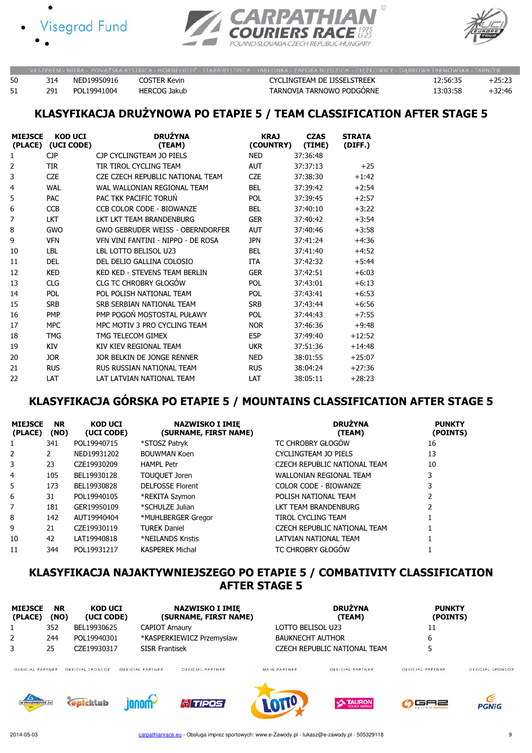| | | | | | | |
|---|---|---|---|---|---|---|
| 50 | 314 | NED19950916 | COSTER Kevin | CYCLINGTEAM DE IJSSELSTREEK | 12:56:35 | +25:23 |
| 51 | 291 | POL19941004 | HERCOG Jakub | TARNOVIA TARNOWO PODGÓRNE | 13:03:58 | +32:46 |

## KLASYFIKACJA DRUŻYNOWA PO ETAPIE 5 / TEAM CLASSIFICATION AFTER STAGE 5

| MIEJSCE (PLACE) | KOD UCI (UCI CODE) | DRUŻYNA (TEAM) | KRAJ (COUNTRY) | CZAS (TIME) | STRATA (DIFF.) |
|---|---|---|---|---|---|
| 1 | CJP | CJP CYCLINGTEAM JO PIELS | NED | 37:36:48 | |
| 2 | TIR | TIR TIROL CYCLING TEAM | AUT | 37:37:13 | +25 |
| 3 | CZE | CZE CZECH REPUBLIC NATIONAL TEAM | CZE | 37:38:30 | +1:42 |
| 4 | WAL | WAL WALLONIAN REGIONAL TEAM | BEL | 37:39:42 | +2:54 |
| 5 | PAC | PAC TKK PACIFIC TORUŃ | POL | 37:39:45 | +2:57 |
| 6 | CCB | CCB COLOR CODE - BIOWANZE | BEL | 37:40:10 | +3:22 |
| 7 | LKT | LKT LKT TEAM BRANDENBURG | GER | 37:40:42 | +3:54 |
| 8 | GWO | GWO GEBRUDER WEISS - OBERNDORFER | AUT | 37:40:46 | +3:58 |
| 9 | VFN | VFN VINI FANTINI - NIPPO - DE ROSA | JPN | 37:41:24 | +4:36 |
| 10 | LBL | LBL LOTTO BELISOL U23 | BEL | 37:41:40 | +4:52 |
| 11 | DEL | DEL DELIO GALLINA COLOSIO | ITA | 37:42:32 | +5:44 |
| 12 | KED | KED KED - STEVENS TEAM BERLIN | GER | 37:42:51 | +6:03 |
| 13 | CLG | CLG TC CHROBRY GŁOGÓW | POL | 37:43:01 | +6:13 |
| 14 | POL | POL POLISH NATIONAL TEAM | POL | 37:43:41 | +6:53 |
| 15 | SRB | SRB SERBIAN NATIONAL TEAM | SRB | 37:43:44 | +6:56 |
| 16 | PMP | PMP POGOŃ MOSTOSTAL PUŁAWY | POL | 37:44:43 | +7:55 |
| 17 | MPC | MPC MOTIV 3 PRO CYCLING TEAM | NOR | 37:46:36 | +9:48 |
| 18 | TMG | TMG TELECOM GIMEX | ESP | 37:49:40 | +12:52 |
| 19 | KIV | KIV KIEV REGIONAL TEAM | UKR | 37:51:36 | +14:48 |
| 20 | JOR | JOR BELKIN DE JONGE RENNER | NED | 38:01:55 | +25:07 |
| 21 | RUS | RUS RUSSIAN NATIONAL TEAM | RUS | 38:04:24 | +27:36 |
| 22 | LAT | LAT LATVIAN NATIONAL TEAM | LAT | 38:05:11 | +28:23 |

## KLASYFIKACJA GÓRSKA PO ETAPIE 5 / MOUNTAINS CLASSIFICATION AFTER STAGE 5

| MIEJSCE (PLACE) | NR (NO) | KOD UCI (UCI CODE) | NAZWISKO I IMIĘ (SURNAME, FIRST NAME) | DRUŻYNA (TEAM) | PUNKTY (POINTS) |
|---|---|---|---|---|---|
| 1 | 341 | POL19940715 | *STOSZ Patryk | TC CHROBRY GŁOGÓW | 16 |
| 2 | 2 | NED19931202 | BOUWMAN Koen | CYCLINGTEAM JO PIELS | 13 |
| 3 | 23 | CZE19930209 | HAMPL Petr | CZECH REPUBLIC NATIONAL TEAM | 10 |
| 4 | 105 | BEL19930128 | TOUQUET Joren | WALLONIAN REGIONAL TEAM | 3 |
| 5 | 173 | BEL19930828 | DELFOSSE Florent | COLOR CODE - BIOWANZE | 3 |
| 6 | 31 | POL19940105 | *REKITA Szymon | POLISH NATIONAL TEAM | 2 |
| 7 | 181 | GER19950109 | *SCHULZE Julian | LKT TEAM BRANDENBURG | 2 |
| 8 | 142 | AUT19940404 | *MUHLBERGER Gregor | TIROL CYCLING TEAM | 1 |
| 9 | 21 | CZE19930119 | TUREK Daniel | CZECH REPUBLIC NATIONAL TEAM | 1 |
| 10 | 42 | LAT19940818 | *NEILANDS Kristis | LATVIAN NATIONAL TEAM | 1 |
| 11 | 344 | POL19931217 | KASPEREK Michał | TC CHROBRY GŁOGÓW | 1 |

## KLASYFIKACJA NAJAKTYWNIEJSZEGO PO ETAPIE 5 / COMBATIVITY CLASSIFICATION AFTER STAGE 5

| MIEJSCE (PLACE) | NR (NO) | KOD UCI (UCI CODE) | NAZWISKO I IMIĘ (SURNAME, FIRST NAME) | DRUŻYNA (TEAM) | PUNKTY (POINTS) |
|---|---|---|---|---|---|
| 1 | 352 | BEL19930625 | CAPIOT Amaury | LOTTO BELISOL U23 | 11 |
| 2 | 244 | POL19940301 | *KASPERKIEWICZ Przemysław | BAUKNECHT AUTHOR | 6 |
| 3 | 25 | CZE19930317 | SISR Frantisek | CZECH REPUBLIC NATIONAL TEAM | 5 |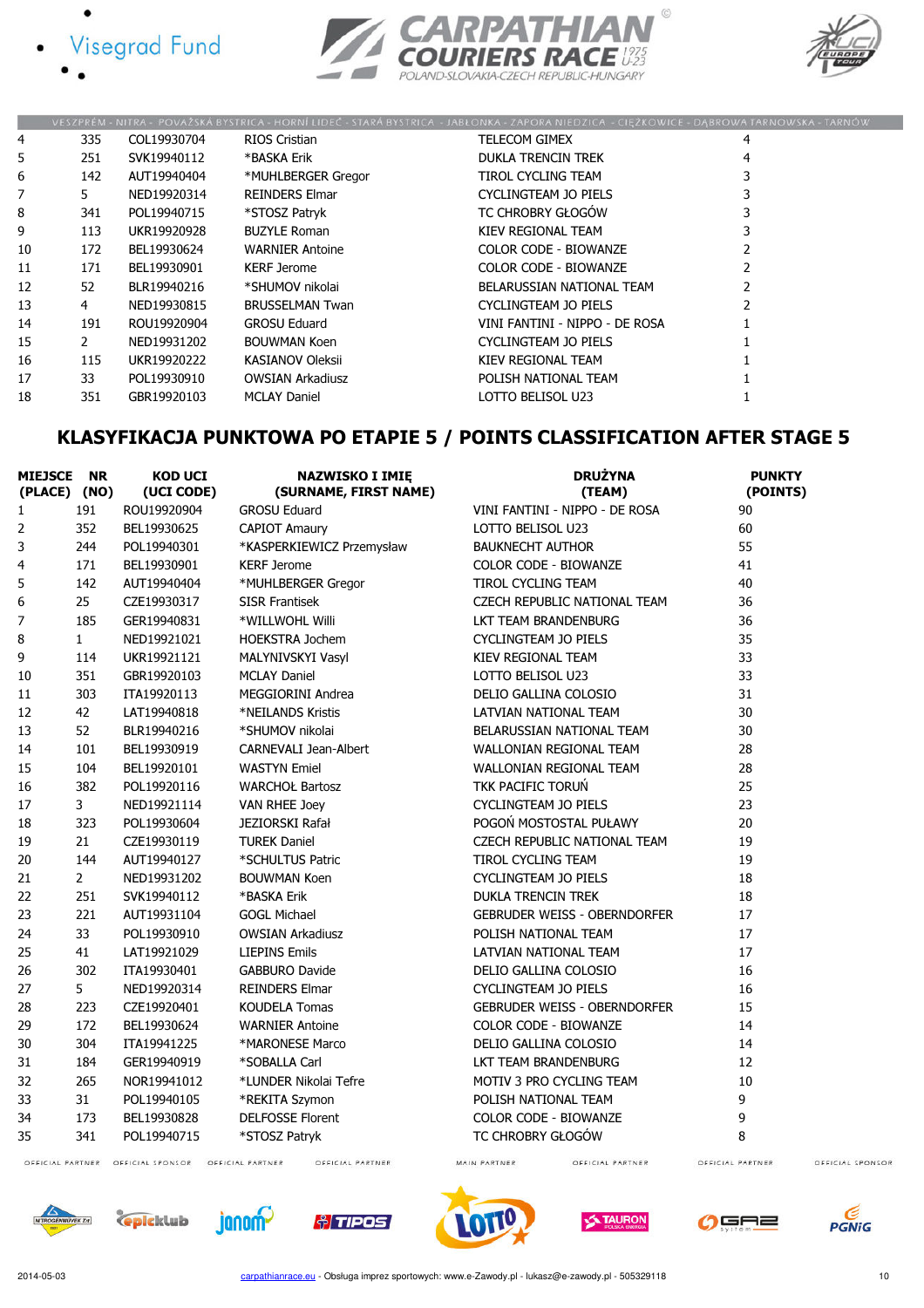VESZPRÉM - NITRA - POVAŽSKÁ BYSTRICA - HORNÍ LIDEČ - STARÁ BYSTRICA - JABŁONKA - ZAPORA NIEDZICA - CIĘŻKOWICE - DĄBROWA TARNOWSKA - TARNÓW

| | | | | | |
|---|---|---|---|---|---|
| 4 | 335 | COL19930704 | RIOS Cristian | TELECOM GIMEX | 4 |
| 5 | 251 | SVK19940112 | *BASKA Erik | DUKLA TRENCIN TREK | 4 |
| 6 | 142 | AUT19940404 | *MUHLBERGER Gregor | TIROL CYCLING TEAM | 3 |
| 7 | 5 | NED19920314 | REINDERS Elmar | CYCLINGTEAM JO PIELS | 3 |
| 8 | 341 | POL19940715 | *STOSZ Patryk | TC CHROBRY GŁOGÓW | 3 |
| 9 | 113 | UKR19920928 | BUZYLE Roman | KIEV REGIONAL TEAM | 3 |
| 10 | 172 | BEL19930624 | WARNIER Antoine | COLOR CODE - BIOWANZE | 2 |
| 11 | 171 | BEL19930901 | KERF Jerome | COLOR CODE - BIOWANZE | 2 |
| 12 | 52 | BLR19940216 | *SHUMOV nikolai | BELARUSSIAN NATIONAL TEAM | 2 |
| 13 | 4 | NED19930815 | BRUSSELMAN Twan | CYCLINGTEAM JO PIELS | 2 |
| 14 | 191 | ROU19920904 | GROSU Eduard | VINI FANTINI - NIPPO - DE ROSA | 1 |
| 15 | 2 | NED19931202 | BOUWMAN Koen | CYCLINGTEAM JO PIELS | 1 |
| 16 | 115 | UKR19920222 | KASIANOV Oleksii | KIEV REGIONAL TEAM | 1 |
| 17 | 33 | POL19930910 | OWSIAN Arkadiusz | POLISH NATIONAL TEAM | 1 |
| 18 | 351 | GBR19920103 | MCLAY Daniel | LOTTO BELISOL U23 | 1 |

## KLASYFIKACJA PUNKTOWA PO ETAPIE 5 / POINTS CLASSIFICATION AFTER STAGE 5

| MIEJSCE (PLACE) | NR (NO) | KOD UCI (UCI CODE) | NAZWISKO I IMIĘ (SURNAME, FIRST NAME) | DRUŻYNA (TEAM) | PUNKTY (POINTS) |
|---|---|---|---|---|---|
| 1 | 191 | ROU19920904 | GROSU Eduard | VINI FANTINI - NIPPO - DE ROSA | 90 |
| 2 | 352 | BEL19930625 | CAPIOT Amaury | LOTTO BELISOL U23 | 60 |
| 3 | 244 | POL19940301 | *KASPERKIEWICZ Przemysław | BAUKNECHT AUTHOR | 55 |
| 4 | 171 | BEL19930901 | KERF Jerome | COLOR CODE - BIOWANZE | 41 |
| 5 | 142 | AUT19940404 | *MUHLBERGER Gregor | TIROL CYCLING TEAM | 40 |
| 6 | 25 | CZE19930317 | SISR Frantisek | CZECH REPUBLIC NATIONAL TEAM | 36 |
| 7 | 185 | GER19940831 | *WILLWOHL Willi | LKT TEAM BRANDENBURG | 36 |
| 8 | 1 | NED19921021 | HOEKSTRA Jochem | CYCLINGTEAM JO PIELS | 35 |
| 9 | 114 | UKR19921121 | MALYNIVSKYI Vasyl | KIEV REGIONAL TEAM | 33 |
| 10 | 351 | GBR19920103 | MCLAY Daniel | LOTTO BELISOL U23 | 33 |
| 11 | 303 | ITA19920113 | MEGGIORINI Andrea | DELIO GALLINA COLOSIO | 31 |
| 12 | 42 | LAT19940818 | *NEILANDS Kristis | LATVIAN NATIONAL TEAM | 30 |
| 13 | 52 | BLR19940216 | *SHUMOV nikolai | BELARUSSIAN NATIONAL TEAM | 30 |
| 14 | 101 | BEL19930919 | CARNEVALI Jean-Albert | WALLONIAN REGIONAL TEAM | 28 |
| 15 | 104 | BEL19920101 | WASTYN Emiel | WALLONIAN REGIONAL TEAM | 28 |
| 16 | 382 | POL19920116 | WARCHOŁ Bartosz | TKK PACIFIC TORUŃ | 25 |
| 17 | 3 | NED19921114 | VAN RHEE Joey | CYCLINGTEAM JO PIELS | 23 |
| 18 | 323 | POL19930604 | JEZIORSKI Rafał | POGOŃ MOSTOSTAL PUŁAWY | 20 |
| 19 | 21 | CZE19930119 | TUREK Daniel | CZECH REPUBLIC NATIONAL TEAM | 19 |
| 20 | 144 | AUT19940127 | *SCHULTUS Patric | TIROL CYCLING TEAM | 19 |
| 21 | 2 | NED19931202 | BOUWMAN Koen | CYCLINGTEAM JO PIELS | 18 |
| 22 | 251 | SVK19940112 | *BASKA Erik | DUKLA TRENCIN TREK | 18 |
| 23 | 221 | AUT19931104 | GOGL Michael | GEBRUDER WEISS - OBERNDORFER | 17 |
| 24 | 33 | POL19930910 | OWSIAN Arkadiusz | POLISH NATIONAL TEAM | 17 |
| 25 | 41 | LAT19921029 | LIEPINS Emils | LATVIAN NATIONAL TEAM | 17 |
| 26 | 302 | ITA19930401 | GABBURO Davide | DELIO GALLINA COLOSIO | 16 |
| 27 | 5 | NED19920314 | REINDERS Elmar | CYCLINGTEAM JO PIELS | 16 |
| 28 | 223 | CZE19920401 | KOUDELA Tomas | GEBRUDER WEISS - OBERNDORFER | 15 |
| 29 | 172 | BEL19930624 | WARNIER Antoine | COLOR CODE - BIOWANZE | 14 |
| 30 | 304 | ITA19941225 | *MARONESE Marco | DELIO GALLINA COLOSIO | 14 |
| 31 | 184 | GER19940919 | *SOBALLA Carl | LKT TEAM BRANDENBURG | 12 |
| 32 | 265 | NOR19941012 | *LUNDER Nikolai Tefre | MOTIV 3 PRO CYCLING TEAM | 10 |
| 33 | 31 | POL19940105 | *REKITA Szymon | POLISH NATIONAL TEAM | 9 |
| 34 | 173 | BEL19930828 | DELFOSSE Florent | COLOR CODE - BIOWANZE | 9 |
| 35 | 341 | POL19940715 | *STOSZ Patryk | TC CHROBRY GŁOGÓW | 8 |

2014-05-03 carpathianrace.eu - Obsługa imprez sportowych: www.e-Zawody.pl - lukasz@e-zawody.pl - 505329118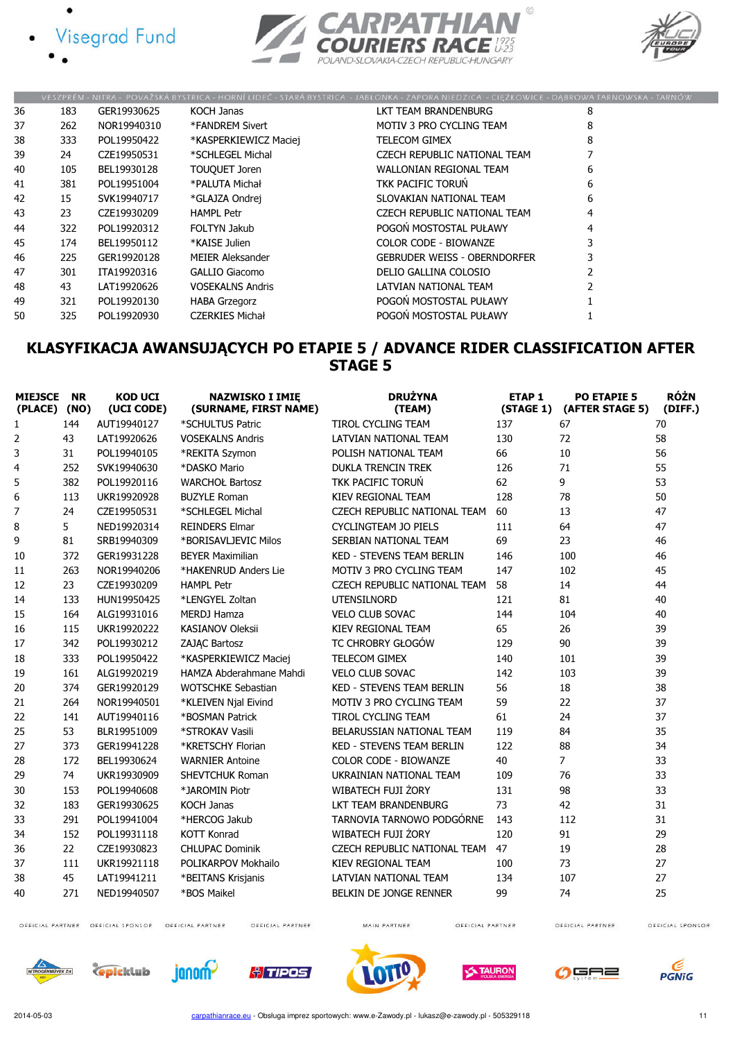| | | | | | |
|---|---|---|---|---|---|
| 36 | 183 | GER19930625 | KOCH Janas | LKT TEAM BRANDENBURG | 8 |
| 37 | 262 | NOR19940310 | *FANDREM Sivert | MOTIV 3 PRO CYCLING TEAM | 8 |
| 38 | 333 | POL19950422 | *KASPERKIEWICZ Maciej | TELECOM GIMEX | 8 |
| 39 | 24 | CZE19950531 | *SCHLEGEL Michal | CZECH REPUBLIC NATIONAL TEAM | 7 |
| 40 | 105 | BEL19930128 | TOUQUET Joren | WALLONIAN REGIONAL TEAM | 6 |
| 41 | 381 | POL19951004 | *PALUTA Michał | TKK PACIFIC TORUŃ | 6 |
| 42 | 15 | SVK19940717 | *GLAJZA Ondrej | SLOVAKIAN NATIONAL TEAM | 6 |
| 43 | 23 | CZE19930209 | HAMPL Petr | CZECH REPUBLIC NATIONAL TEAM | 4 |
| 44 | 322 | POL19920312 | FOLTYN Jakub | POGOŃ MOSTOSTAL PUŁAWY | 4 |
| 45 | 174 | BEL19950112 | *KAISE Julien | COLOR CODE - BIOWANZE | 3 |
| 46 | 225 | GER19920128 | MEIER Aleksander | GEBRUDER WEISS - OBERNDORFER | 3 |
| 47 | 301 | ITA19920316 | GALLIO Giacomo | DELIO GALLINA COLOSIO | 2 |
| 48 | 43 | LAT19920626 | VOSEKALNS Andris | LATVIAN NATIONAL TEAM | 2 |
| 49 | 321 | POL19920130 | HABA Grzegorz | POGOŃ MOSTOSTAL PUŁAWY | 1 |
| 50 | 325 | POL19920930 | CZERKIES Michał | POGOŃ MOSTOSTAL PUŁAWY | 1 |

## KLASYFIKACJA AWANSUJĄCYCH PO ETAPIE 5 / ADVANCE RIDER CLASSIFICATION AFTER STAGE 5

| MIEJSCE (PLACE) | NR (NO) | KOD UCI (UCI CODE) | NAZWISKO I IMIĘ (SURNAME, FIRST NAME) | DRUŻYNA (TEAM) | ETAP 1 (STAGE 1) | PO ETAPIE 5 (AFTER STAGE 5) | RÓŻN (DIFF.) |
|---|---|---|---|---|---|---|---|
| 1 | 144 | AUT19940127 | *SCHULTUS Patric | TIROL CYCLING TEAM | 137 | 67 | 70 |
| 2 | 43 | LAT19920626 | VOSEKALNS Andris | LATVIAN NATIONAL TEAM | 130 | 72 | 58 |
| 3 | 31 | POL19940105 | *REKITA Szymon | POLISH NATIONAL TEAM | 66 | 10 | 56 |
| 4 | 252 | SVK19940630 | *DASKO Mario | DUKLA TRENCIN TREK | 126 | 71 | 55 |
| 5 | 382 | POL19920116 | WARCHOŁ Bartosz | TKK PACIFIC TORUŃ | 62 | 9 | 53 |
| 6 | 113 | UKR19920928 | BUZYLE Roman | KIEV REGIONAL TEAM | 128 | 78 | 50 |
| 7 | 24 | CZE19950531 | *SCHLEGEL Michal | CZECH REPUBLIC NATIONAL TEAM | 60 | 13 | 47 |
| 8 | 5 | NED19920314 | REINDERS Elmar | CYCLINGTEAM JO PIELS | 111 | 64 | 47 |
| 9 | 81 | SRB19940309 | *BORISAVLJEVIC Milos | SERBIAN NATIONAL TEAM | 69 | 23 | 46 |
| 10 | 372 | GER19931228 | BEYER Maximilian | KED - STEVENS TEAM BERLIN | 146 | 100 | 46 |
| 11 | 263 | NOR19940206 | *HAKENRUD Anders Lie | MOTIV 3 PRO CYCLING TEAM | 147 | 102 | 45 |
| 12 | 23 | CZE19930209 | HAMPL Petr | CZECH REPUBLIC NATIONAL TEAM | 58 | 14 | 44 |
| 14 | 133 | HUN19950425 | *LENGYEL Zoltan | UTENSILNORD | 121 | 81 | 40 |
| 15 | 164 | ALG19931016 | MERDJ Hamza | VELO CLUB SOVAC | 144 | 104 | 40 |
| 16 | 115 | UKR19920222 | KASIANOV Oleksii | KIEV REGIONAL TEAM | 65 | 26 | 39 |
| 17 | 342 | POL19930212 | ZAJĄC Bartosz | TC CHROBRY GŁOGÓW | 129 | 90 | 39 |
| 18 | 333 | POL19950422 | *KASPERKIEWICZ Maciej | TELECOM GIMEX | 140 | 101 | 39 |
| 19 | 161 | ALG19920219 | HAMZA Abderahmane Mahdi | VELO CLUB SOVAC | 142 | 103 | 39 |
| 20 | 374 | GER19920129 | WOTSCHKE Sebastian | KED - STEVENS TEAM BERLIN | 56 | 18 | 38 |
| 21 | 264 | NOR19940501 | *KLEIVEN Njal Eivind | MOTIV 3 PRO CYCLING TEAM | 59 | 22 | 37 |
| 22 | 141 | AUT19940116 | *BOSMAN Patrick | TIROL CYCLING TEAM | 61 | 24 | 37 |
| 25 | 53 | BLR19951009 | *STROKAV Vasili | BELARUSSIAN NATIONAL TEAM | 119 | 84 | 35 |
| 27 | 373 | GER19941228 | *KRETSCHY Florian | KED - STEVENS TEAM BERLIN | 122 | 88 | 34 |
| 28 | 172 | BEL19930624 | WARNIER Antoine | COLOR CODE - BIOWANZE | 40 | 7 | 33 |
| 29 | 74 | UKR19930909 | SHEVTCHUK Roman | UKRAINIAN NATIONAL TEAM | 109 | 76 | 33 |
| 30 | 153 | POL19940608 | *JAROMIN Piotr | WIBATECH FUJI ŻORY | 131 | 98 | 33 |
| 32 | 183 | GER19930625 | KOCH Janas | LKT TEAM BRANDENBURG | 73 | 42 | 31 |
| 33 | 291 | POL19941004 | *HERCOG Jakub | TARNOVIA TARNOWO PODGÓRNE | 143 | 112 | 31 |
| 34 | 152 | POL19931118 | KOTT Konrad | WIBATECH FUJI ŻORY | 120 | 91 | 29 |
| 36 | 22 | CZE19930823 | CHLUPAC Dominik | CZECH REPUBLIC NATIONAL TEAM | 47 | 19 | 28 |
| 37 | 111 | UKR19921118 | POLIKARPOV Mokhailo | KIEV REGIONAL TEAM | 100 | 73 | 27 |
| 38 | 45 | LAT19941211 | *BEITANS Krisjanis | LATVIAN NATIONAL TEAM | 134 | 107 | 27 |
| 40 | 271 | NED19940507 | *BOS Maikel | BELKIN DE JONGE RENNER | 99 | 74 | 25 |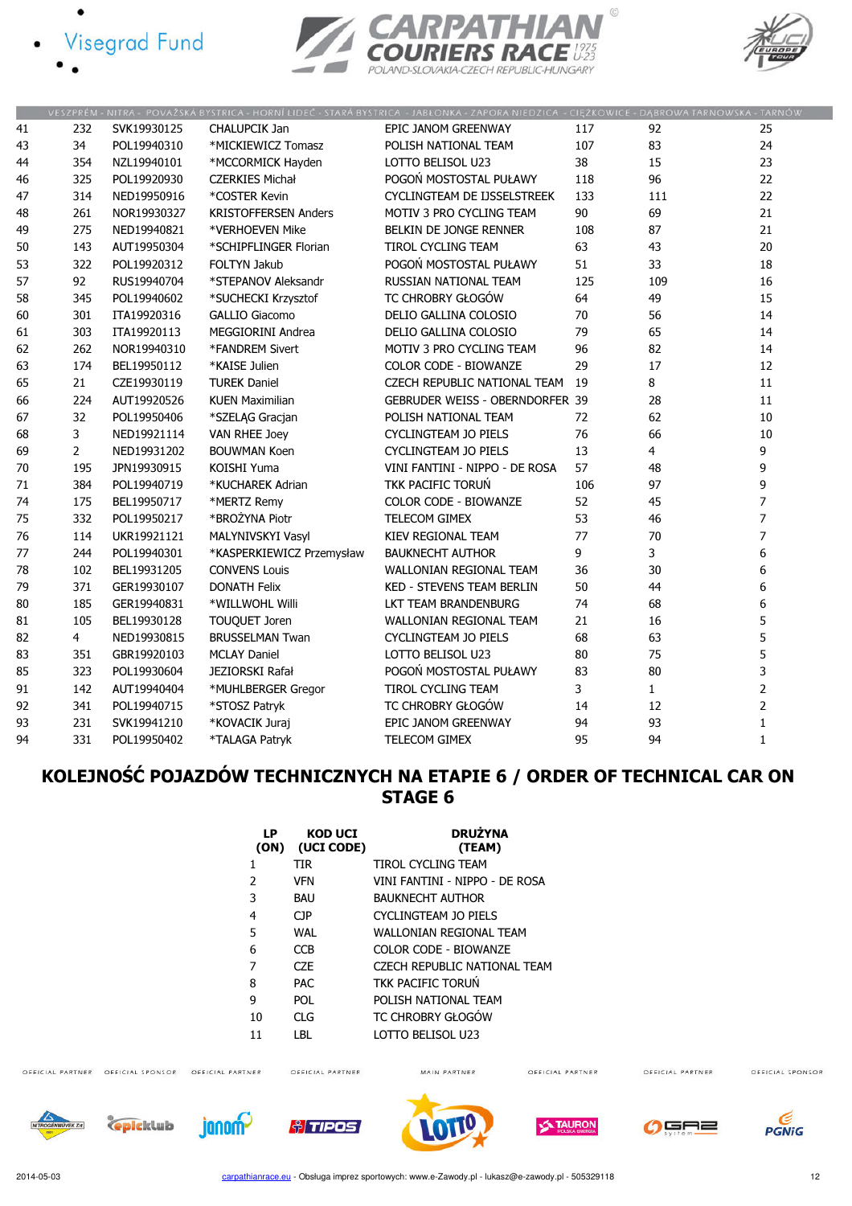| | | | | | | | |
|---|---|---|---|---|---|---|---|
| 41 | 232 | SVK19930125 | CHALUPCIK Jan | EPIC JANOM GREENWAY | 117 | 92 | 25 |
| 43 | 34 | POL19940310 | *MICKIEWICZ Tomasz | POLISH NATIONAL TEAM | 107 | 83 | 24 |
| 44 | 354 | NZL19940101 | *MCCORMICK Hayden | LOTTO BELISOL U23 | 38 | 15 | 23 |
| 46 | 325 | POL19920930 | CZERKIES Michał | POGOŃ MOSTOSTAL PUŁAWY | 118 | 96 | 22 |
| 47 | 314 | NED19950916 | *COSTER Kevin | CYCLINGTEAM DE IJSSELSTREEK | 133 | 111 | 22 |
| 48 | 261 | NOR19930327 | KRISTOFFERSEN Anders | MOTIV 3 PRO CYCLING TEAM | 90 | 69 | 21 |
| 49 | 275 | NED19940821 | *VERHOEVEN Mike | BELKIN DE JONGE RENNER | 108 | 87 | 21 |
| 50 | 143 | AUT19950304 | *SCHIPFLINGER Florian | TIROL CYCLING TEAM | 63 | 43 | 20 |
| 53 | 322 | POL19920312 | FOLTYN Jakub | POGOŃ MOSTOSTAL PUŁAWY | 51 | 33 | 18 |
| 57 | 92 | RUS19940704 | *STEPANOV Aleksandr | RUSSIAN NATIONAL TEAM | 125 | 109 | 16 |
| 58 | 345 | POL19940602 | *SUCHECKI Krzysztof | TC CHROBRY GŁOGÓW | 64 | 49 | 15 |
| 60 | 301 | ITA19920316 | GALLIO Giacomo | DELIO GALLINA COLOSIO | 70 | 56 | 14 |
| 61 | 303 | ITA19920113 | MEGGIORINI Andrea | DELIO GALLINA COLOSIO | 79 | 65 | 14 |
| 62 | 262 | NOR19940310 | *FANDREM Sivert | MOTIV 3 PRO CYCLING TEAM | 96 | 82 | 14 |
| 63 | 174 | BEL19950112 | *KAISE Julien | COLOR CODE - BIOWANZE | 29 | 17 | 12 |
| 65 | 21 | CZE19930119 | TUREK Daniel | CZECH REPUBLIC NATIONAL TEAM | 19 | 8 | 11 |
| 66 | 224 | AUT19920526 | KUEN Maximilian | GEBRUDER WEISS - OBERNDORFER | 39 | 28 | 11 |
| 67 | 32 | POL19950406 | *SZELĄG Gracjan | POLISH NATIONAL TEAM | 72 | 62 | 10 |
| 68 | 3 | NED19921114 | VAN RHEE Joey | CYCLINGTEAM JO PIELS | 76 | 66 | 10 |
| 69 | 2 | NED19931202 | BOUWMAN Koen | CYCLINGTEAM JO PIELS | 13 | 4 | 9 |
| 70 | 195 | JPN19930915 | KOISHI Yuma | VINI FANTINI - NIPPO - DE ROSA | 57 | 48 | 9 |
| 71 | 384 | POL19940719 | *KUCHAREK Adrian | TKK PACIFIC TORUŃ | 106 | 97 | 9 |
| 74 | 175 | BEL19950717 | *MERTZ Remy | COLOR CODE - BIOWANZE | 52 | 45 | 7 |
| 75 | 332 | POL19950217 | *BROŻYNA Piotr | TELECOM GIMEX | 53 | 46 | 7 |
| 76 | 114 | UKR19921121 | MALYNIVSKYI Vasyl | KIEV REGIONAL TEAM | 77 | 70 | 7 |
| 77 | 244 | POL19940301 | *KASPERKIEWICZ Przemysław | BAUKNECHT AUTHOR | 9 | 3 | 6 |
| 78 | 102 | BEL19931205 | CONVENS Louis | WALLONIAN REGIONAL TEAM | 36 | 30 | 6 |
| 79 | 371 | GER19930107 | DONATH Felix | KED - STEVENS TEAM BERLIN | 50 | 44 | 6 |
| 80 | 185 | GER19940831 | *WILLWOHL Willi | LKT TEAM BRANDENBURG | 74 | 68 | 6 |
| 81 | 105 | BEL19930128 | TOUQUET Joren | WALLONIAN REGIONAL TEAM | 21 | 16 | 5 |
| 82 | 4 | NED19930815 | BRUSSELMAN Twan | CYCLINGTEAM JO PIELS | 68 | 63 | 5 |
| 83 | 351 | GBR19920103 | MCLAY Daniel | LOTTO BELISOL U23 | 80 | 75 | 5 |
| 85 | 323 | POL19930604 | JEZIORSKI Rafał | POGOŃ MOSTOSTAL PUŁAWY | 83 | 80 | 3 |
| 91 | 142 | AUT19940404 | *MUHLBERGER Gregor | TIROL CYCLING TEAM | 3 | 1 | 2 |
| 92 | 341 | POL19940715 | *STOSZ Patryk | TC CHROBRY GŁOGÓW | 14 | 12 | 2 |
| 93 | 231 | SVK19941210 | *KOVACIK Juraj | EPIC JANOM GREENWAY | 94 | 93 | 1 |
| 94 | 331 | POL19950402 | *TALAGA Patryk | TELECOM GIMEX | 95 | 94 | 1 |

## KOLEJNOŚĆ POJAZDÓW TECHNICZNYCH NA ETAPIE 6 / ORDER OF TECHNICAL CAR ON STAGE 6

| LP (ON) | KOD UCI (UCI CODE) | DRUŻYNA (TEAM) |
|---|---|---|
| 1 | TIR | TIROL CYCLING TEAM |
| 2 | VFN | VINI FANTINI - NIPPO - DE ROSA |
| 3 | BAU | BAUKNECHT AUTHOR |
| 4 | CJP | CYCLINGTEAM JO PIELS |
| 5 | WAL | WALLONIAN REGIONAL TEAM |
| 6 | CCB | COLOR CODE - BIOWANZE |
| 7 | CZE | CZECH REPUBLIC NATIONAL TEAM |
| 8 | PAC | TKK PACIFIC TORUŃ |
| 9 | POL | POLISH NATIONAL TEAM |
| 10 | CLG | TC CHROBRY GŁOGÓW |
| 11 | LBL | LOTTO BELISOL U23 |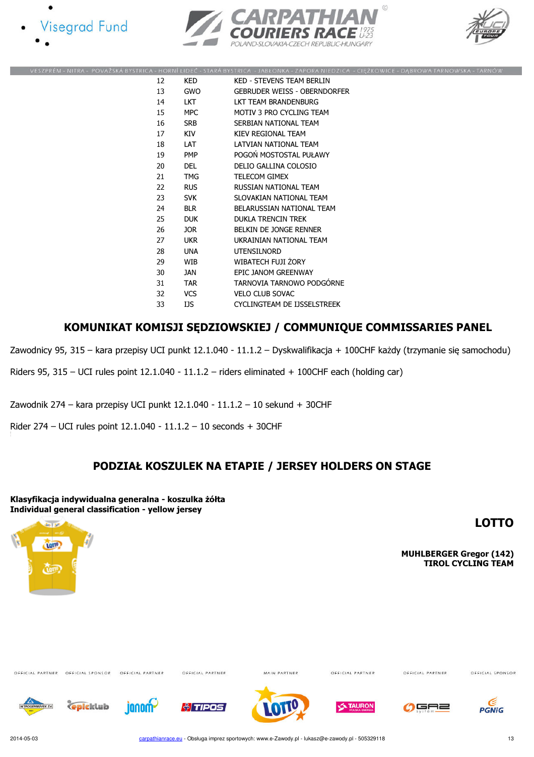| | | |
|---|---|---|
| 12 | KED | KED - STEVENS TEAM BERLIN |
| 13 | GWO | GEBRUDER WEISS - OBERNDORFER |
| 14 | LKT | LKT TEAM BRANDENBURG |
| 15 | MPC | MOTIV 3 PRO CYCLING TEAM |
| 16 | SRB | SERBIAN NATIONAL TEAM |
| 17 | KIV | KIEV REGIONAL TEAM |
| 18 | LAT | LATVIAN NATIONAL TEAM |
| 19 | PMP | POGOŃ MOSTOSTAL PUŁAWY |
| 20 | DEL | DELIO GALLINA COLOSIO |
| 21 | TMG | TELECOM GIMEX |
| 22 | RUS | RUSSIAN NATIONAL TEAM |
| 23 | SVK | SLOVAKIAN NATIONAL TEAM |
| 24 | BLR | BELARUSSIAN NATIONAL TEAM |
| 25 | DUK | DUKLA TRENCIN TREK |
| 26 | JOR | BELKIN DE JONGE RENNER |
| 27 | UKR | UKRAINIAN NATIONAL TEAM |
| 28 | UNA | UTENSILNORD |
| 29 | WIB | WIBATECH FUJI ŻORY |
| 30 | JAN | EPIC JANOM GREENWAY |
| 31 | TAR | TARNOVIA TARNOWO PODGÓRNE |
| 32 | VCS | VELO CLUB SOVAC |
| 33 | IJS | CYCLINGTEAM DE IJSSELSTREEK |

## KOMUNIKAT KOMISJI SĘDZIOWSKIEJ / COMMUNIQUE COMMISSARIES PANEL

Zawodnicy 95, 315 – kara przepisy UCI punkt 12.1.040 - 11.1.2 – Dyskwalifikacja + 100CHF każdy (trzymanie się samochodu)

Riders 95, 315 – UCI rules point 12.1.040 - 11.1.2 – riders eliminated + 100CHF each (holding car)

Zawodnik 274 – kara przepisy UCI punkt 12.1.040 - 11.1.2 – 10 sekund + 30CHF

Rider 274 – UCI rules point 12.1.040 - 11.1.2 – 10 seconds + 30CHF

## PODZIAŁ KOSZULEK NA ETAPIE / JERSEY HOLDERS ON STAGE

**Klasyfikacja indywidualna generalna - koszulka żółta**
**Individual general classification - yellow jersey**

**LOTTO**

**MUHLBERGER Gregor (142)**
**TIROL CYCLING TEAM**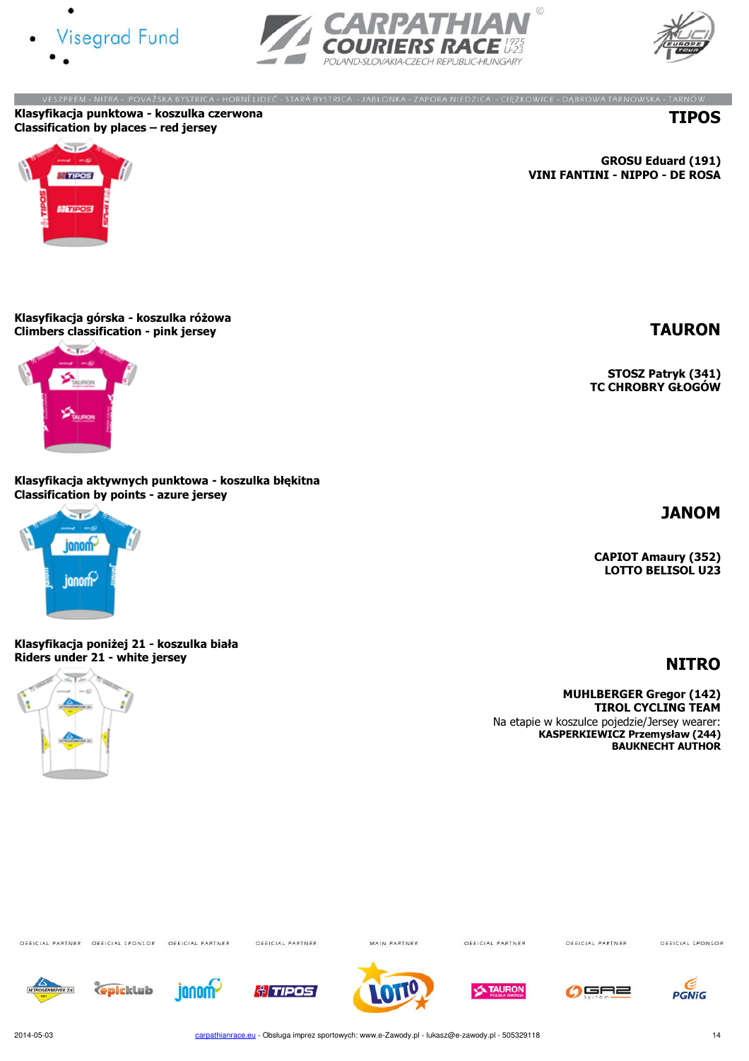VESZPRÉM - NITRA - POVAŽSKÁ BYSTRICA - HORNÍ LIDEČ - STARÁ BYSTRICA - JABŁONKA - ZAPORA NIEDZICA - CIĘŻKOWICE - DĄBROWA TARNOWSKA - TARNÓW

**Klasyfikacja punktowa - koszulka czerwona**
**Classification by places – red jersey**

**TIPOS**

**GROSU Eduard (191)**
**VINI FANTINI - NIPPO - DE ROSA**

**Klasyfikacja górska - koszulka różowa**
**Climbers classification - pink jersey**

**TAURON**

**STOSZ Patryk (341)**
**TC CHROBRY GŁOGÓW**

**Klasyfikacja aktywnych punktowa - koszulka błękitna**
**Classification by points - azure jersey**

**JANOM**

**CAPIOT Amaury (352)**
**LOTTO BELISOL U23**

**Klasyfikacja poniżej 21 - koszulka biała**
**Riders under 21 - white jersey**

**NITRO**

**MUHLBERGER Gregor (142)**
**TIROL CYCLING TEAM**
Na etapie w koszulce pojedzie/Jersey wearer:
**KASPERKIEWICZ Przemysław (244)**
**BAUKNECHT AUTHOR**

2014-05-03 carpathianrace.eu - Obsługa imprez sportowych: www.e-Zawody.pl - lukasz@e-zawody.pl - 505329118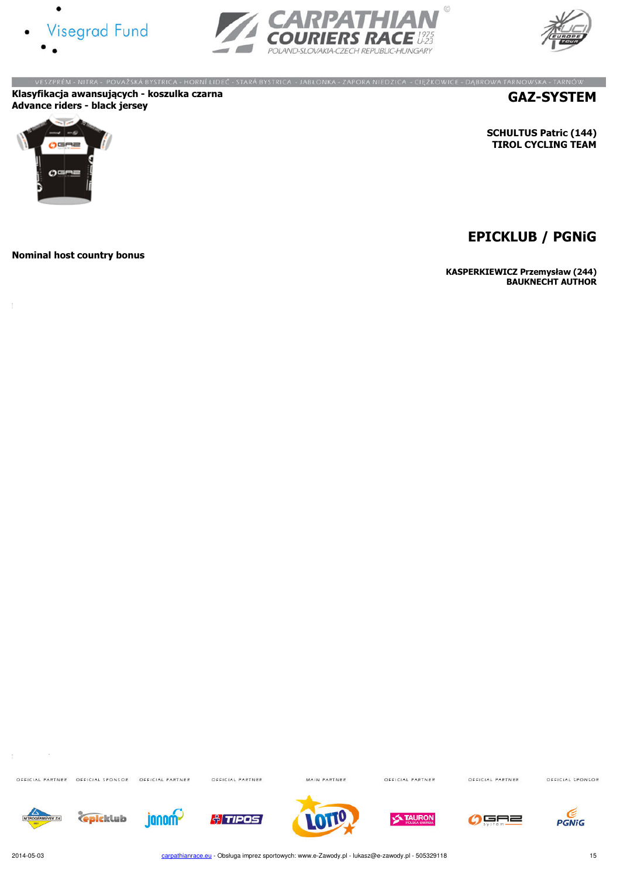**Klasyfikacja awansujących - koszulka czarna**
**Advance riders - black jersey**

## GAZ-SYSTEM

**SCHULTUS Patric (144)**
**TIROL CYCLING TEAM**

## EPICKLUB / PGNiG

**Nominal host country bonus**

**KASPERKIEWICZ Przemysław (244)**
**BAUKNECHT AUTHOR**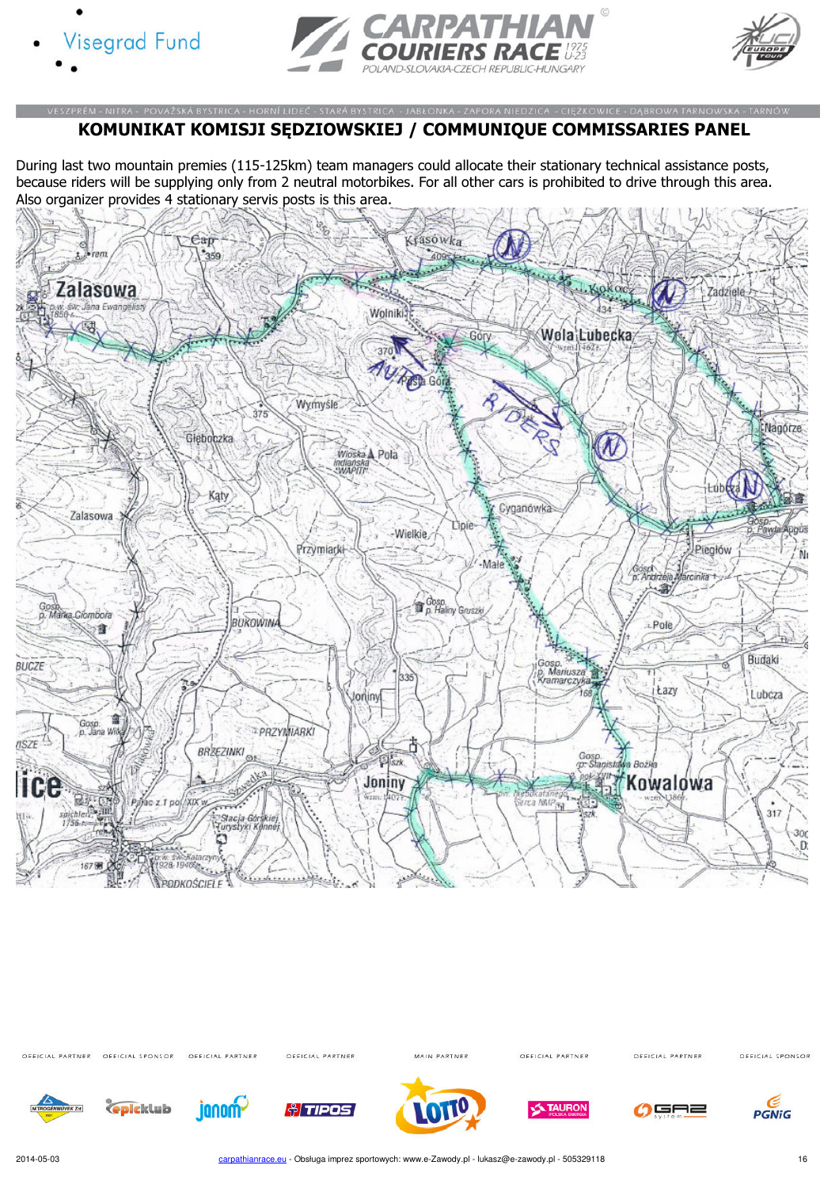## KOMUNIKAT KOMISJI SĘDZIOWSKIEJ / COMMUNIQUE COMMISSARIES PANEL

During last two mountain premies (115-125km) team managers could allocate their stationary technical assistance posts, because riders will be supplying only from 2 neutral motorbikes. For all other cars is prohibited to drive through this area. Also organizer provides 4 stationary servis posts is this area.